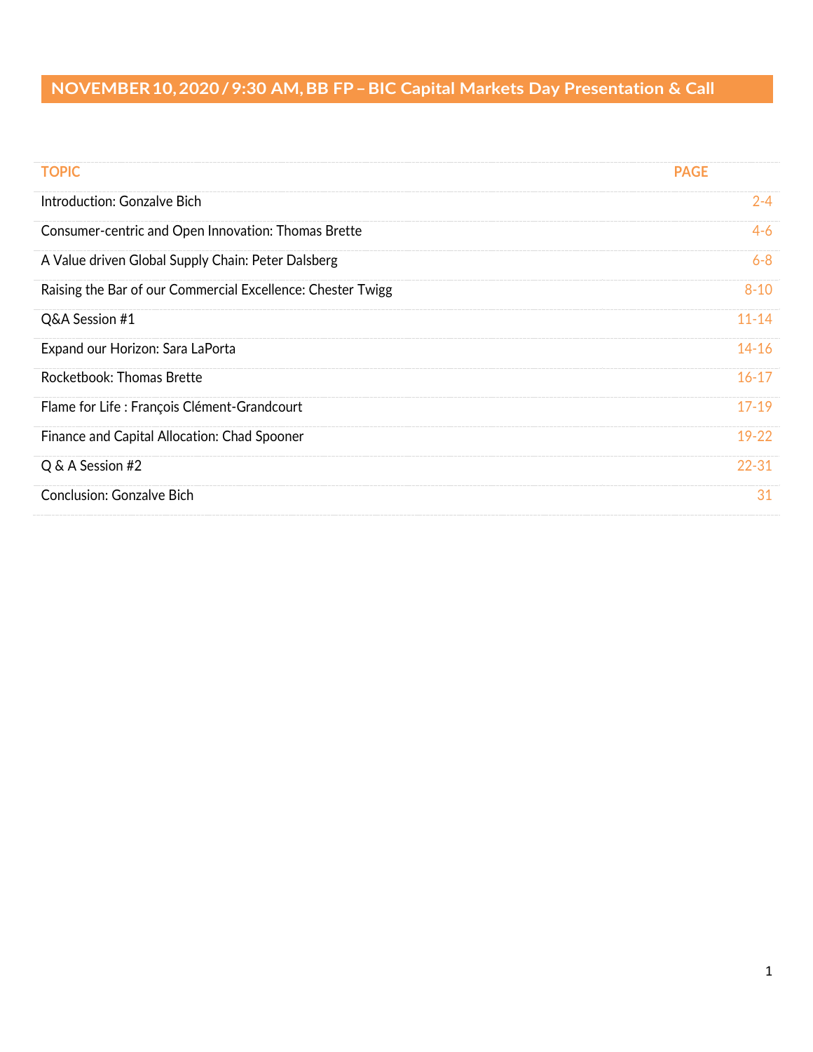# NOVEMBER 10, 2020 / 9:30 AM, BB FP – BIC Capital Markets Day Presentation & Call

| TOPIC | PAGE |
|---|---|
| Introduction: Gonzalve Bich | 2-4 |
| Consumer-centric and Open Innovation: Thomas Brette | 4-6 |
| A Value driven Global Supply Chain: Peter Dalsberg | 6-8 |
| Raising the Bar of our Commercial Excellence: Chester Twigg | 8-10 |
| Q&A Session #1 | 11-14 |
| Expand our Horizon: Sara LaPorta | 14-16 |
| Rocketbook: Thomas Brette | 16-17 |
| Flame for Life : François Clément-Grandcourt | 17-19 |
| Finance and Capital Allocation: Chad Spooner | 19-22 |
| Q & A Session #2 | 22-31 |
| Conclusion: Gonzalve Bich | 31 |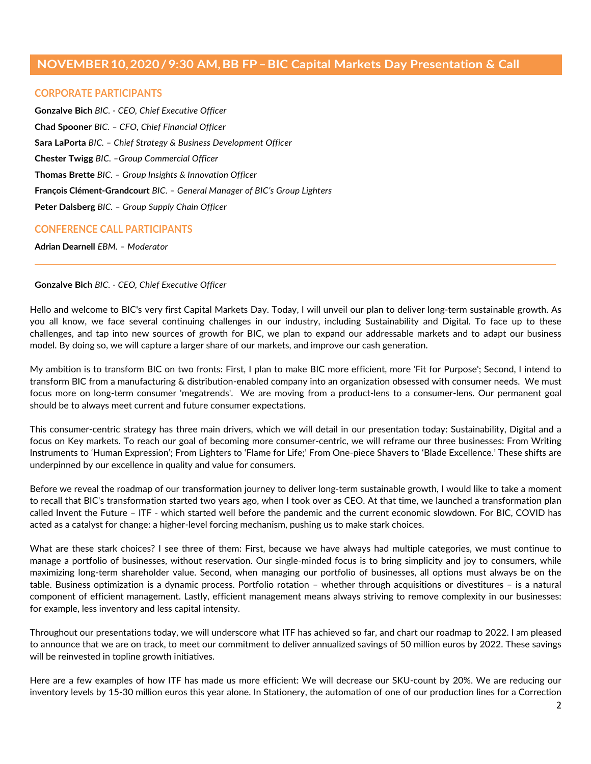## NOVEMBER 10, 2020 / 9:30 AM, BB FP – BIC Capital Markets Day Presentation & Call

### CORPORATE PARTICIPANTS

**Gonzalve Bich** *BIC. - CEO, Chief Executive Officer*

**Chad Spooner** *BIC. – CFO, Chief Financial Officer*

**Sara LaPorta** *BIC. – Chief Strategy & Business Development Officer*

**Chester Twigg** *BIC. –Group Commercial Officer*

**Thomas Brette** *BIC. – Group Insights & Innovation Officer*

**François Clément-Grandcourt** *BIC. – General Manager of BIC's Group Lighters*

**Peter Dalsberg** *BIC. – Group Supply Chain Officer*

### CONFERENCE CALL PARTICIPANTS

**Adrian Dearnell** *EBM. – Moderator*

---

**Gonzalve Bich** *BIC. - CEO, Chief Executive Officer*

Hello and welcome to BIC's very first Capital Markets Day. Today, I will unveil our plan to deliver long-term sustainable growth. As you all know, we face several continuing challenges in our industry, including Sustainability and Digital. To face up to these challenges, and tap into new sources of growth for BIC, we plan to expand our addressable markets and to adapt our business model. By doing so, we will capture a larger share of our markets, and improve our cash generation.

My ambition is to transform BIC on two fronts: First, I plan to make BIC more efficient, more 'Fit for Purpose'; Second, I intend to transform BIC from a manufacturing & distribution-enabled company into an organization obsessed with consumer needs. We must focus more on long-term consumer 'megatrends'. We are moving from a product-lens to a consumer-lens. Our permanent goal should be to always meet current and future consumer expectations.

This consumer-centric strategy has three main drivers, which we will detail in our presentation today: Sustainability, Digital and a focus on Key markets. To reach our goal of becoming more consumer-centric, we will reframe our three businesses: From Writing Instruments to 'Human Expression'; From Lighters to 'Flame for Life;' From One-piece Shavers to 'Blade Excellence.' These shifts are underpinned by our excellence in quality and value for consumers.

Before we reveal the roadmap of our transformation journey to deliver long-term sustainable growth, I would like to take a moment to recall that BIC's transformation started two years ago, when I took over as CEO. At that time, we launched a transformation plan called Invent the Future – ITF - which started well before the pandemic and the current economic slowdown. For BIC, COVID has acted as a catalyst for change: a higher-level forcing mechanism, pushing us to make stark choices.

What are these stark choices? I see three of them: First, because we have always had multiple categories, we must continue to manage a portfolio of businesses, without reservation. Our single-minded focus is to bring simplicity and joy to consumers, while maximizing long-term shareholder value. Second, when managing our portfolio of businesses, all options must always be on the table. Business optimization is a dynamic process. Portfolio rotation – whether through acquisitions or divestitures – is a natural component of efficient management. Lastly, efficient management means always striving to remove complexity in our businesses: for example, less inventory and less capital intensity.

Throughout our presentations today, we will underscore what ITF has achieved so far, and chart our roadmap to 2022. I am pleased to announce that we are on track, to meet our commitment to deliver annualized savings of 50 million euros by 2022. These savings will be reinvested in topline growth initiatives.

Here are a few examples of how ITF has made us more efficient: We will decrease our SKU-count by 20%. We are reducing our inventory levels by 15-30 million euros this year alone. In Stationery, the automation of one of our production lines for a Correction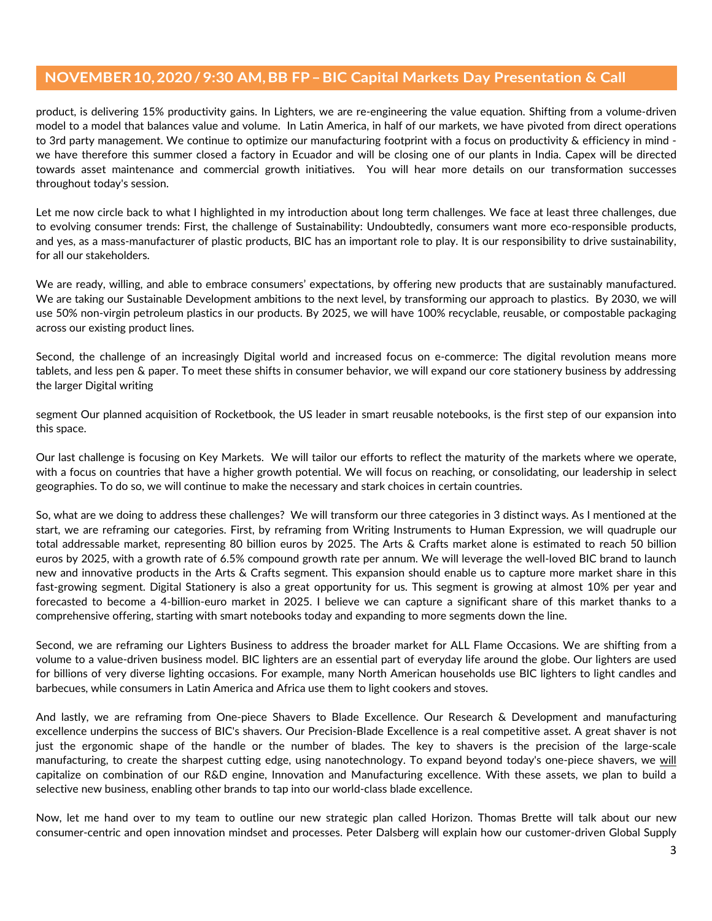product, is delivering 15% productivity gains. In Lighters, we are re-engineering the value equation. Shifting from a volume-driven model to a model that balances value and volume. In Latin America, in half of our markets, we have pivoted from direct operations to 3rd party management. We continue to optimize our manufacturing footprint with a focus on productivity & efficiency in mind - we have therefore this summer closed a factory in Ecuador and will be closing one of our plants in India. Capex will be directed towards asset maintenance and commercial growth initiatives. You will hear more details on our transformation successes throughout today's session.

Let me now circle back to what I highlighted in my introduction about long term challenges. We face at least three challenges, due to evolving consumer trends: First, the challenge of Sustainability: Undoubtedly, consumers want more eco-responsible products, and yes, as a mass-manufacturer of plastic products, BIC has an important role to play. It is our responsibility to drive sustainability, for all our stakeholders.

We are ready, willing, and able to embrace consumers' expectations, by offering new products that are sustainably manufactured. We are taking our Sustainable Development ambitions to the next level, by transforming our approach to plastics. By 2030, we will use 50% non-virgin petroleum plastics in our products. By 2025, we will have 100% recyclable, reusable, or compostable packaging across our existing product lines.

Second, the challenge of an increasingly Digital world and increased focus on e-commerce: The digital revolution means more tablets, and less pen & paper. To meet these shifts in consumer behavior, we will expand our core stationery business by addressing the larger Digital writing

segment Our planned acquisition of Rocketbook, the US leader in smart reusable notebooks, is the first step of our expansion into this space.

Our last challenge is focusing on Key Markets. We will tailor our efforts to reflect the maturity of the markets where we operate, with a focus on countries that have a higher growth potential. We will focus on reaching, or consolidating, our leadership in select geographies. To do so, we will continue to make the necessary and stark choices in certain countries.

So, what are we doing to address these challenges? We will transform our three categories in 3 distinct ways. As I mentioned at the start, we are reframing our categories. First, by reframing from Writing Instruments to Human Expression, we will quadruple our total addressable market, representing 80 billion euros by 2025. The Arts & Crafts market alone is estimated to reach 50 billion euros by 2025, with a growth rate of 6.5% compound growth rate per annum. We will leverage the well-loved BIC brand to launch new and innovative products in the Arts & Crafts segment. This expansion should enable us to capture more market share in this fast-growing segment. Digital Stationery is also a great opportunity for us. This segment is growing at almost 10% per year and forecasted to become a 4-billion-euro market in 2025. I believe we can capture a significant share of this market thanks to a comprehensive offering, starting with smart notebooks today and expanding to more segments down the line.

Second, we are reframing our Lighters Business to address the broader market for ALL Flame Occasions. We are shifting from a volume to a value-driven business model. BIC lighters are an essential part of everyday life around the globe. Our lighters are used for billions of very diverse lighting occasions. For example, many North American households use BIC lighters to light candles and barbecues, while consumers in Latin America and Africa use them to light cookers and stoves.

And lastly, we are reframing from One-piece Shavers to Blade Excellence. Our Research & Development and manufacturing excellence underpins the success of BIC's shavers. Our Precision-Blade Excellence is a real competitive asset. A great shaver is not just the ergonomic shape of the handle or the number of blades. The key to shavers is the precision of the large-scale manufacturing, to create the sharpest cutting edge, using nanotechnology. To expand beyond today's one-piece shavers, we will capitalize on combination of our R&D engine, Innovation and Manufacturing excellence. With these assets, we plan to build a selective new business, enabling other brands to tap into our world-class blade excellence.

Now, let me hand over to my team to outline our new strategic plan called Horizon. Thomas Brette will talk about our new consumer-centric and open innovation mindset and processes. Peter Dalsberg will explain how our customer-driven Global Supply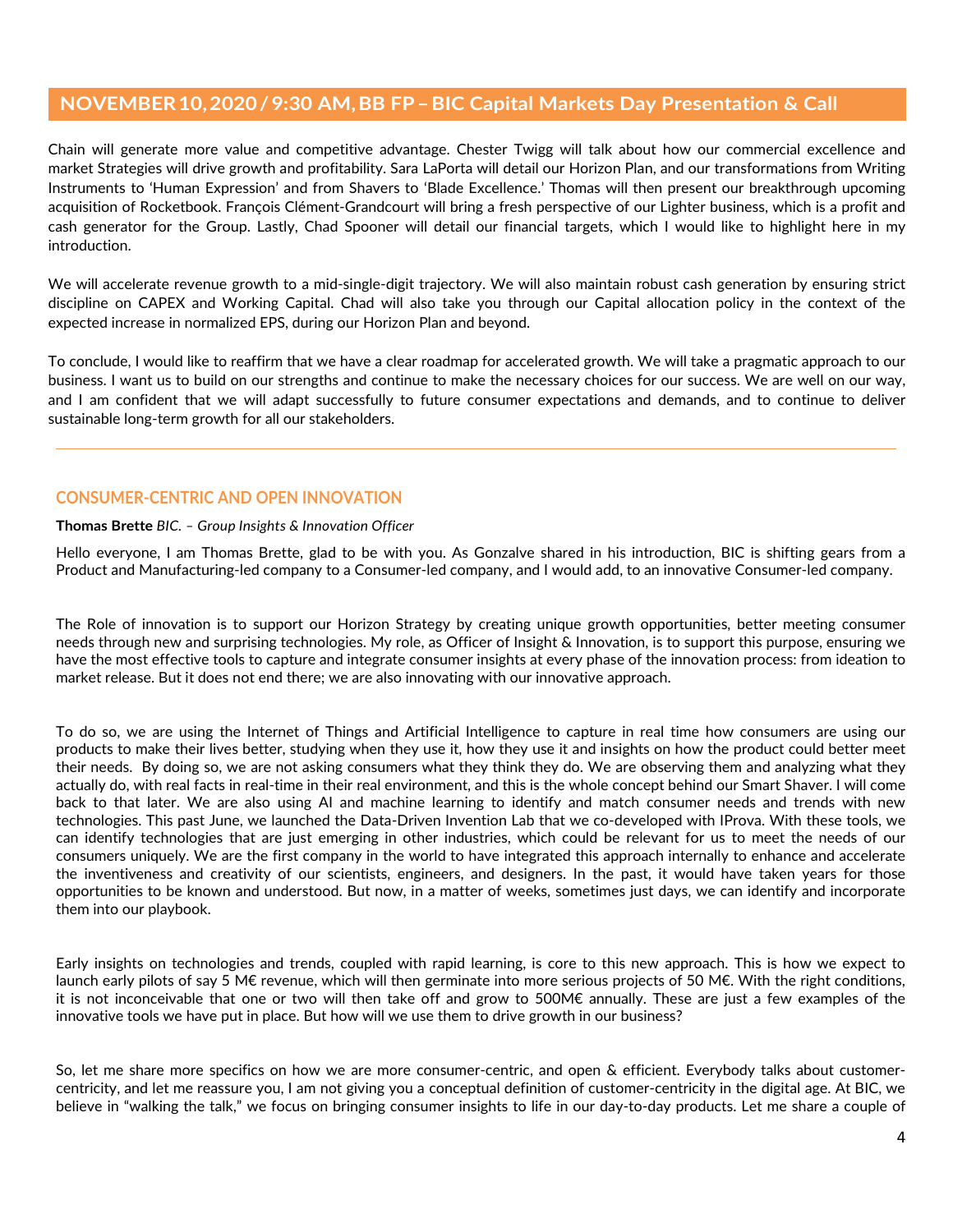Chain will generate more value and competitive advantage. Chester Twigg will talk about how our commercial excellence and market Strategies will drive growth and profitability. Sara LaPorta will detail our Horizon Plan, and our transformations from Writing Instruments to 'Human Expression' and from Shavers to 'Blade Excellence.' Thomas will then present our breakthrough upcoming acquisition of Rocketbook. François Clément-Grandcourt will bring a fresh perspective of our Lighter business, which is a profit and cash generator for the Group. Lastly, Chad Spooner will detail our financial targets, which I would like to highlight here in my introduction.

We will accelerate revenue growth to a mid-single-digit trajectory. We will also maintain robust cash generation by ensuring strict discipline on CAPEX and Working Capital. Chad will also take you through our Capital allocation policy in the context of the expected increase in normalized EPS, during our Horizon Plan and beyond.

To conclude, I would like to reaffirm that we have a clear roadmap for accelerated growth. We will take a pragmatic approach to our business. I want us to build on our strengths and continue to make the necessary choices for our success. We are well on our way, and I am confident that we will adapt successfully to future consumer expectations and demands, and to continue to deliver sustainable long-term growth for all our stakeholders.

---

## CONSUMER-CENTRIC AND OPEN INNOVATION

**Thomas Brette** *BIC. – Group Insights & Innovation Officer*

Hello everyone, I am Thomas Brette, glad to be with you. As Gonzalve shared in his introduction, BIC is shifting gears from a Product and Manufacturing-led company to a Consumer-led company, and I would add, to an innovative Consumer-led company.

The Role of innovation is to support our Horizon Strategy by creating unique growth opportunities, better meeting consumer needs through new and surprising technologies. My role, as Officer of Insight & Innovation, is to support this purpose, ensuring we have the most effective tools to capture and integrate consumer insights at every phase of the innovation process: from ideation to market release. But it does not end there; we are also innovating with our innovative approach.

To do so, we are using the Internet of Things and Artificial Intelligence to capture in real time how consumers are using our products to make their lives better, studying when they use it, how they use it and insights on how the product could better meet their needs. By doing so, we are not asking consumers what they think they do. We are observing them and analyzing what they actually do, with real facts in real-time in their real environment, and this is the whole concept behind our Smart Shaver. I will come back to that later. We are also using AI and machine learning to identify and match consumer needs and trends with new technologies. This past June, we launched the Data-Driven Invention Lab that we co-developed with IProva. With these tools, we can identify technologies that are just emerging in other industries, which could be relevant for us to meet the needs of our consumers uniquely. We are the first company in the world to have integrated this approach internally to enhance and accelerate the inventiveness and creativity of our scientists, engineers, and designers. In the past, it would have taken years for those opportunities to be known and understood. But now, in a matter of weeks, sometimes just days, we can identify and incorporate them into our playbook.

Early insights on technologies and trends, coupled with rapid learning, is core to this new approach. This is how we expect to launch early pilots of say 5 M€ revenue, which will then germinate into more serious projects of 50 M€. With the right conditions, it is not inconceivable that one or two will then take off and grow to 500M€ annually. These are just a few examples of the innovative tools we have put in place. But how will we use them to drive growth in our business?

So, let me share more specifics on how we are more consumer-centric, and open & efficient. Everybody talks about customer-centricity, and let me reassure you, I am not giving you a conceptual definition of customer-centricity in the digital age. At BIC, we believe in "walking the talk," we focus on bringing consumer insights to life in our day-to-day products. Let me share a couple of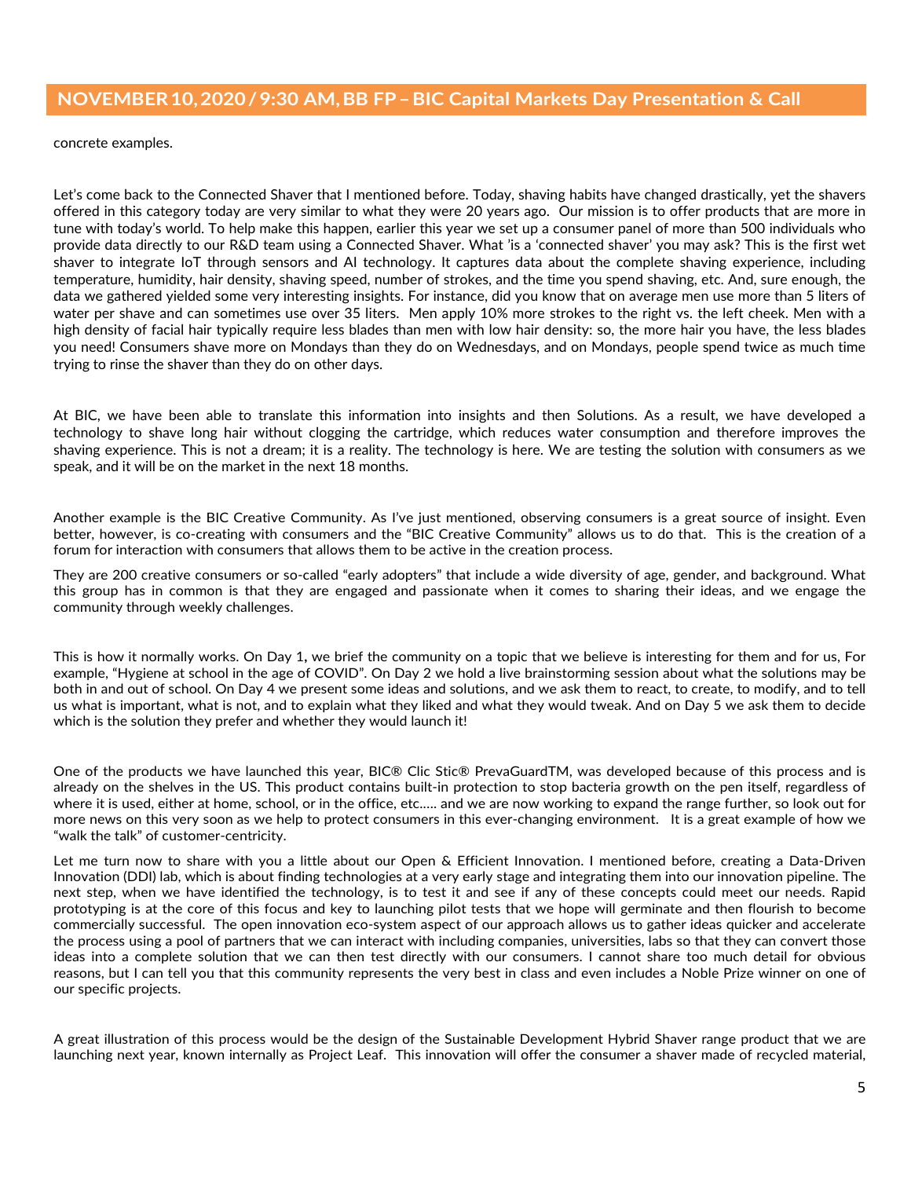concrete examples.

Let's come back to the Connected Shaver that I mentioned before. Today, shaving habits have changed drastically, yet the shavers offered in this category today are very similar to what they were 20 years ago. Our mission is to offer products that are more in tune with today's world. To help make this happen, earlier this year we set up a consumer panel of more than 500 individuals who provide data directly to our R&D team using a Connected Shaver. What 'is a 'connected shaver' you may ask? This is the first wet shaver to integrate IoT through sensors and AI technology. It captures data about the complete shaving experience, including temperature, humidity, hair density, shaving speed, number of strokes, and the time you spend shaving, etc. And, sure enough, the data we gathered yielded some very interesting insights. For instance, did you know that on average men use more than 5 liters of water per shave and can sometimes use over 35 liters. Men apply 10% more strokes to the right vs. the left cheek. Men with a high density of facial hair typically require less blades than men with low hair density: so, the more hair you have, the less blades you need! Consumers shave more on Mondays than they do on Wednesdays, and on Mondays, people spend twice as much time trying to rinse the shaver than they do on other days.

At BIC, we have been able to translate this information into insights and then Solutions. As a result, we have developed a technology to shave long hair without clogging the cartridge, which reduces water consumption and therefore improves the shaving experience. This is not a dream; it is a reality. The technology is here. We are testing the solution with consumers as we speak, and it will be on the market in the next 18 months.

Another example is the BIC Creative Community. As I've just mentioned, observing consumers is a great source of insight. Even better, however, is co-creating with consumers and the "BIC Creative Community" allows us to do that. This is the creation of a forum for interaction with consumers that allows them to be active in the creation process.

They are 200 creative consumers or so-called "early adopters" that include a wide diversity of age, gender, and background. What this group has in common is that they are engaged and passionate when it comes to sharing their ideas, and we engage the community through weekly challenges.

This is how it normally works. On Day 1**,** we brief the community on a topic that we believe is interesting for them and for us, For example, "Hygiene at school in the age of COVID". On Day 2 we hold a live brainstorming session about what the solutions may be both in and out of school. On Day 4 we present some ideas and solutions, and we ask them to react, to create, to modify, and to tell us what is important, what is not, and to explain what they liked and what they would tweak. And on Day 5 we ask them to decide which is the solution they prefer and whether they would launch it!

One of the products we have launched this year, BIC® Clic Stic® PrevaGuardTM, was developed because of this process and is already on the shelves in the US. This product contains built-in protection to stop bacteria growth on the pen itself, regardless of where it is used, either at home, school, or in the office, etc..... and we are now working to expand the range further, so look out for more news on this very soon as we help to protect consumers in this ever-changing environment. It is a great example of how we "walk the talk" of customer-centricity.

Let me turn now to share with you a little about our Open & Efficient Innovation. I mentioned before, creating a Data-Driven Innovation (DDI) lab, which is about finding technologies at a very early stage and integrating them into our innovation pipeline. The next step, when we have identified the technology, is to test it and see if any of these concepts could meet our needs. Rapid prototyping is at the core of this focus and key to launching pilot tests that we hope will germinate and then flourish to become commercially successful. The open innovation eco-system aspect of our approach allows us to gather ideas quicker and accelerate the process using a pool of partners that we can interact with including companies, universities, labs so that they can convert those ideas into a complete solution that we can then test directly with our consumers. I cannot share too much detail for obvious reasons, but I can tell you that this community represents the very best in class and even includes a Noble Prize winner on one of our specific projects.

A great illustration of this process would be the design of the Sustainable Development Hybrid Shaver range product that we are launching next year, known internally as Project Leaf. This innovation will offer the consumer a shaver made of recycled material,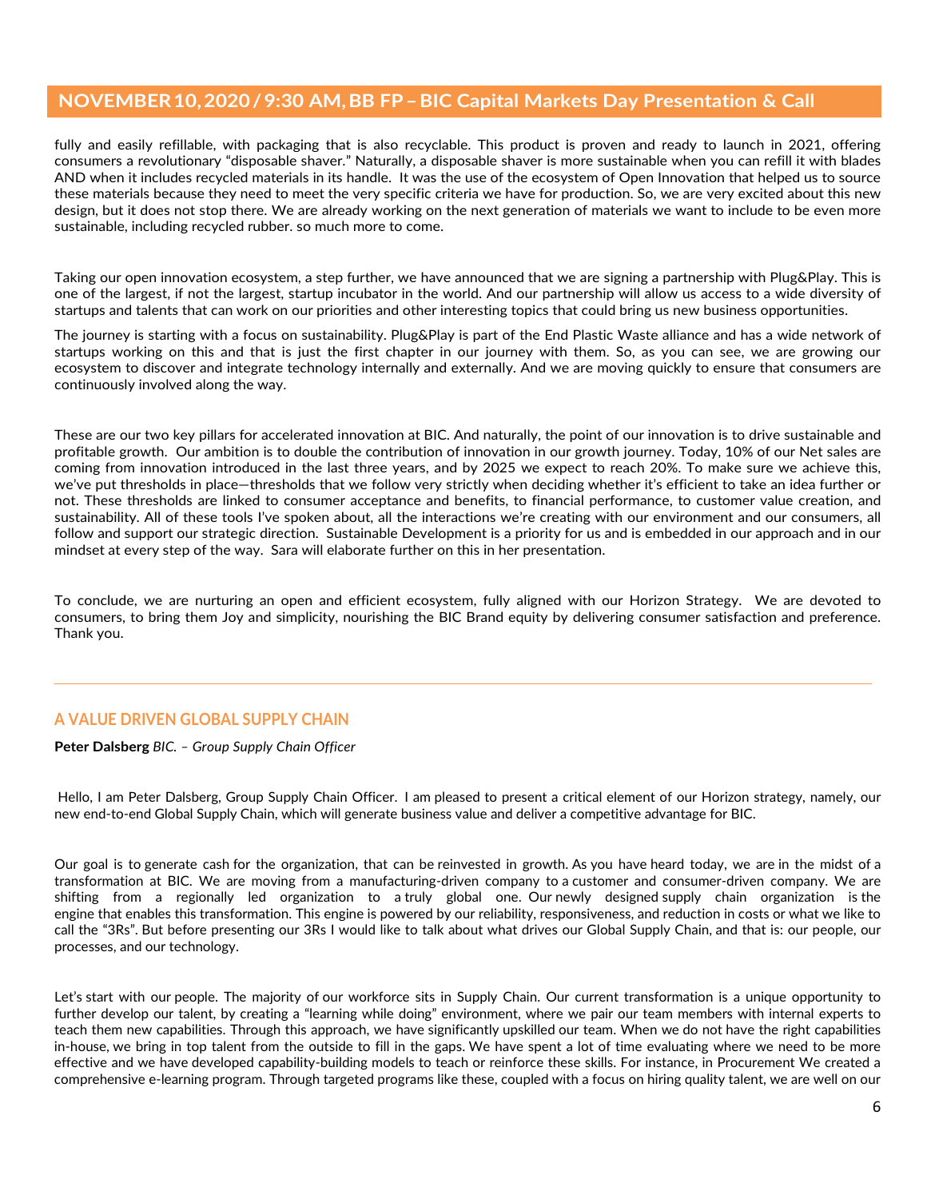fully and easily refillable, with packaging that is also recyclable. This product is proven and ready to launch in 2021, offering consumers a revolutionary "disposable shaver." Naturally, a disposable shaver is more sustainable when you can refill it with blades AND when it includes recycled materials in its handle. It was the use of the ecosystem of Open Innovation that helped us to source these materials because they need to meet the very specific criteria we have for production. So, we are very excited about this new design, but it does not stop there. We are already working on the next generation of materials we want to include to be even more sustainable, including recycled rubber. so much more to come.

Taking our open innovation ecosystem, a step further, we have announced that we are signing a partnership with Plug&Play. This is one of the largest, if not the largest, startup incubator in the world. And our partnership will allow us access to a wide diversity of startups and talents that can work on our priorities and other interesting topics that could bring us new business opportunities.

The journey is starting with a focus on sustainability. Plug&Play is part of the End Plastic Waste alliance and has a wide network of startups working on this and that is just the first chapter in our journey with them. So, as you can see, we are growing our ecosystem to discover and integrate technology internally and externally. And we are moving quickly to ensure that consumers are continuously involved along the way.

These are our two key pillars for accelerated innovation at BIC. And naturally, the point of our innovation is to drive sustainable and profitable growth. Our ambition is to double the contribution of innovation in our growth journey. Today, 10% of our Net sales are coming from innovation introduced in the last three years, and by 2025 we expect to reach 20%. To make sure we achieve this, we've put thresholds in place—thresholds that we follow very strictly when deciding whether it's efficient to take an idea further or not. These thresholds are linked to consumer acceptance and benefits, to financial performance, to customer value creation, and sustainability. All of these tools I've spoken about, all the interactions we're creating with our environment and our consumers, all follow and support our strategic direction. Sustainable Development is a priority for us and is embedded in our approach and in our mindset at every step of the way. Sara will elaborate further on this in her presentation.

To conclude, we are nurturing an open and efficient ecosystem, fully aligned with our Horizon Strategy. We are devoted to consumers, to bring them Joy and simplicity, nourishing the BIC Brand equity by delivering consumer satisfaction and preference. Thank you.

---

## A VALUE DRIVEN GLOBAL SUPPLY CHAIN

**Peter Dalsberg** *BIC. – Group Supply Chain Officer*

Hello, I am Peter Dalsberg, Group Supply Chain Officer. I am pleased to present a critical element of our Horizon strategy, namely, our new end-to-end Global Supply Chain, which will generate business value and deliver a competitive advantage for BIC.

Our goal is to generate cash for the organization, that can be reinvested in growth. As you have heard today, we are in the midst of a transformation at BIC. We are moving from a manufacturing-driven company to a customer and consumer-driven company. We are shifting from a regionally led organization to a truly global one. Our newly designed supply chain organization is the engine that enables this transformation. This engine is powered by our reliability, responsiveness, and reduction in costs or what we like to call the "3Rs". But before presenting our 3Rs I would like to talk about what drives our Global Supply Chain, and that is: our people, our processes, and our technology.

Let's start with our people. The majority of our workforce sits in Supply Chain. Our current transformation is a unique opportunity to further develop our talent, by creating a "learning while doing" environment, where we pair our team members with internal experts to teach them new capabilities. Through this approach, we have significantly upskilled our team. When we do not have the right capabilities in-house, we bring in top talent from the outside to fill in the gaps. We have spent a lot of time evaluating where we need to be more effective and we have developed capability-building models to teach or reinforce these skills. For instance, in Procurement We created a comprehensive e-learning program. Through targeted programs like these, coupled with a focus on hiring quality talent, we are well on our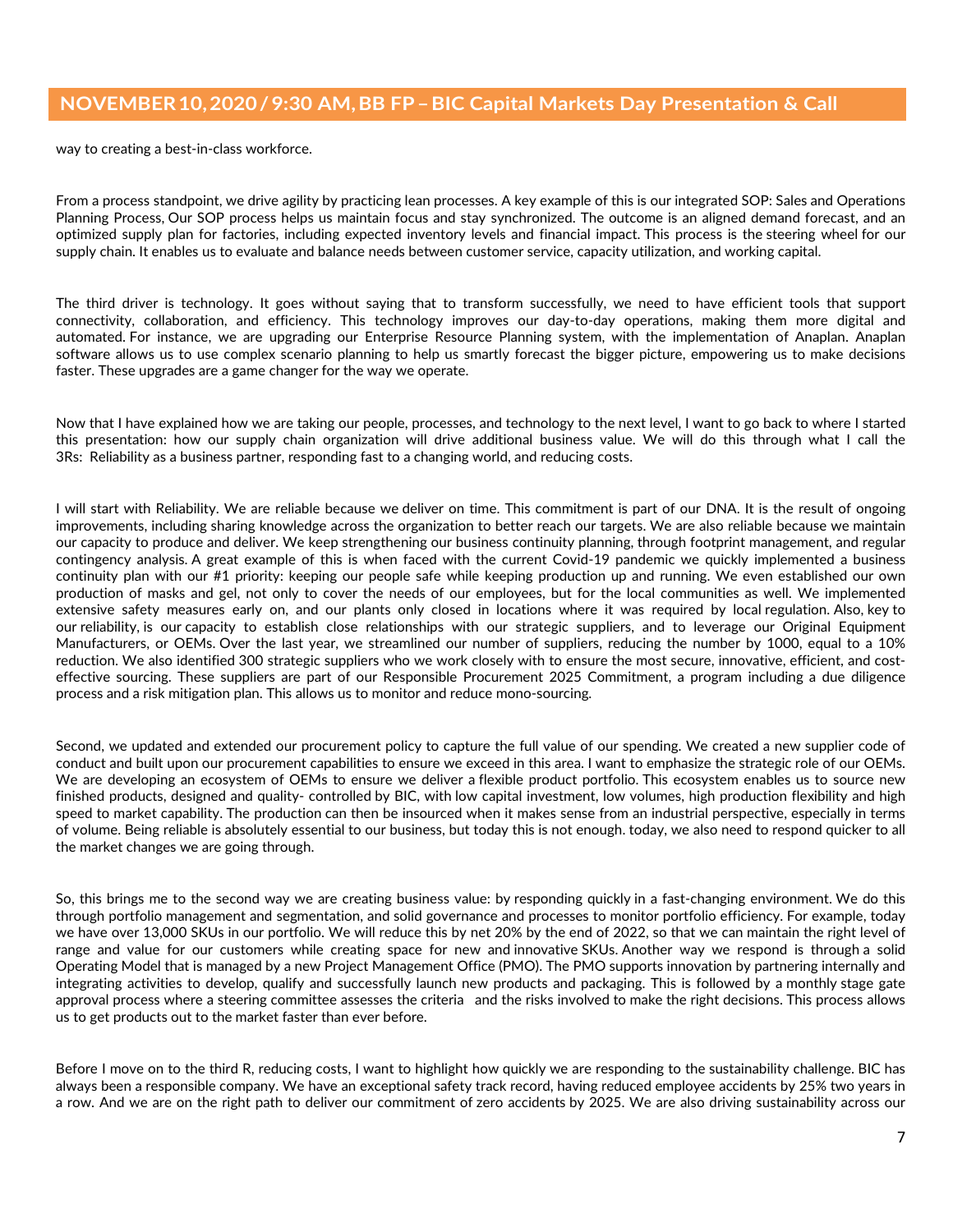way to creating a best-in-class workforce.

From a process standpoint, we drive agility by practicing lean processes. A key example of this is our integrated SOP: Sales and Operations Planning Process, Our SOP process helps us maintain focus and stay synchronized. The outcome is an aligned demand forecast, and an optimized supply plan for factories, including expected inventory levels and financial impact. This process is the steering wheel for our supply chain. It enables us to evaluate and balance needs between customer service, capacity utilization, and working capital.

The third driver is technology. It goes without saying that to transform successfully, we need to have efficient tools that support connectivity, collaboration, and efficiency. This technology improves our day-to-day operations, making them more digital and automated. For instance, we are upgrading our Enterprise Resource Planning system, with the implementation of Anaplan. Anaplan software allows us to use complex scenario planning to help us smartly forecast the bigger picture, empowering us to make decisions faster. These upgrades are a game changer for the way we operate.

Now that I have explained how we are taking our people, processes, and technology to the next level, I want to go back to where I started this presentation: how our supply chain organization will drive additional business value. We will do this through what I call the 3Rs: Reliability as a business partner, responding fast to a changing world, and reducing costs.

I will start with Reliability. We are reliable because we deliver on time. This commitment is part of our DNA. It is the result of ongoing improvements, including sharing knowledge across the organization to better reach our targets. We are also reliable because we maintain our capacity to produce and deliver. We keep strengthening our business continuity planning, through footprint management, and regular contingency analysis. A great example of this is when faced with the current Covid-19 pandemic we quickly implemented a business continuity plan with our #1 priority: keeping our people safe while keeping production up and running. We even established our own production of masks and gel, not only to cover the needs of our employees, but for the local communities as well. We implemented extensive safety measures early on, and our plants only closed in locations where it was required by local regulation. Also, key to our reliability, is our capacity to establish close relationships with our strategic suppliers, and to leverage our Original Equipment Manufacturers, or OEMs. Over the last year, we streamlined our number of suppliers, reducing the number by 1000, equal to a 10% reduction. We also identified 300 strategic suppliers who we work closely with to ensure the most secure, innovative, efficient, and cost-effective sourcing. These suppliers are part of our Responsible Procurement 2025 Commitment, a program including a due diligence process and a risk mitigation plan. This allows us to monitor and reduce mono-sourcing.

Second, we updated and extended our procurement policy to capture the full value of our spending. We created a new supplier code of conduct and built upon our procurement capabilities to ensure we exceed in this area. I want to emphasize the strategic role of our OEMs. We are developing an ecosystem of OEMs to ensure we deliver a flexible product portfolio. This ecosystem enables us to source new finished products, designed and quality- controlled by BIC, with low capital investment, low volumes, high production flexibility and high speed to market capability. The production can then be insourced when it makes sense from an industrial perspective, especially in terms of volume. Being reliable is absolutely essential to our business, but today this is not enough. today, we also need to respond quicker to all the market changes we are going through.

So, this brings me to the second way we are creating business value: by responding quickly in a fast-changing environment. We do this through portfolio management and segmentation, and solid governance and processes to monitor portfolio efficiency. For example, today we have over 13,000 SKUs in our portfolio. We will reduce this by net 20% by the end of 2022, so that we can maintain the right level of range and value for our customers while creating space for new and innovative SKUs. Another way we respond is through a solid Operating Model that is managed by a new Project Management Office (PMO). The PMO supports innovation by partnering internally and integrating activities to develop, qualify and successfully launch new products and packaging. This is followed by a monthly stage gate approval process where a steering committee assesses the criteria and the risks involved to make the right decisions. This process allows us to get products out to the market faster than ever before.

Before I move on to the third R, reducing costs, I want to highlight how quickly we are responding to the sustainability challenge. BIC has always been a responsible company. We have an exceptional safety track record, having reduced employee accidents by 25% two years in a row. And we are on the right path to deliver our commitment of zero accidents by 2025. We are also driving sustainability across our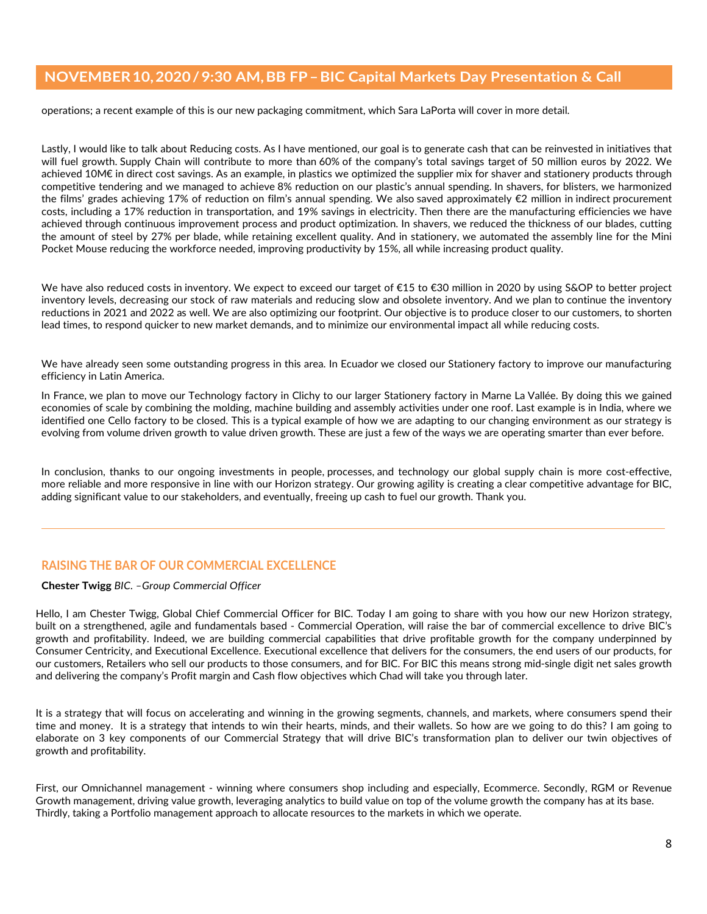operations; a recent example of this is our new packaging commitment, which Sara LaPorta will cover in more detail.

Lastly, I would like to talk about Reducing costs. As I have mentioned, our goal is to generate cash that can be reinvested in initiatives that will fuel growth. Supply Chain will contribute to more than 60% of the company's total savings target of 50 million euros by 2022. We achieved 10M€ in direct cost savings. As an example, in plastics we optimized the supplier mix for shaver and stationery products through competitive tendering and we managed to achieve 8% reduction on our plastic's annual spending. In shavers, for blisters, we harmonized the films' grades achieving 17% of reduction on film's annual spending. We also saved approximately €2 million in indirect procurement costs, including a 17% reduction in transportation, and 19% savings in electricity. Then there are the manufacturing efficiencies we have achieved through continuous improvement process and product optimization. In shavers, we reduced the thickness of our blades, cutting the amount of steel by 27% per blade, while retaining excellent quality. And in stationery, we automated the assembly line for the Mini Pocket Mouse reducing the workforce needed, improving productivity by 15%, all while increasing product quality.

We have also reduced costs in inventory. We expect to exceed our target of €15 to €30 million in 2020 by using S&OP to better project inventory levels, decreasing our stock of raw materials and reducing slow and obsolete inventory. And we plan to continue the inventory reductions in 2021 and 2022 as well. We are also optimizing our footprint. Our objective is to produce closer to our customers, to shorten lead times, to respond quicker to new market demands, and to minimize our environmental impact all while reducing costs.

We have already seen some outstanding progress in this area. In Ecuador we closed our Stationery factory to improve our manufacturing efficiency in Latin America.

In France, we plan to move our Technology factory in Clichy to our larger Stationery factory in Marne La Vallée. By doing this we gained economies of scale by combining the molding, machine building and assembly activities under one roof. Last example is in India, where we identified one Cello factory to be closed. This is a typical example of how we are adapting to our changing environment as our strategy is evolving from volume driven growth to value driven growth. These are just a few of the ways we are operating smarter than ever before.

In conclusion, thanks to our ongoing investments in people, processes, and technology our global supply chain is more cost-effective, more reliable and more responsive in line with our Horizon strategy. Our growing agility is creating a clear competitive advantage for BIC, adding significant value to our stakeholders, and eventually, freeing up cash to fuel our growth. Thank you.

---

## RAISING THE BAR OF OUR COMMERCIAL EXCELLENCE

**Chester Twigg** *BIC. –Group Commercial Officer*

Hello, I am Chester Twigg, Global Chief Commercial Officer for BIC. Today I am going to share with you how our new Horizon strategy, built on a strengthened, agile and fundamentals based - Commercial Operation, will raise the bar of commercial excellence to drive BIC's growth and profitability. Indeed, we are building commercial capabilities that drive profitable growth for the company underpinned by Consumer Centricity, and Executional Excellence. Executional excellence that delivers for the consumers, the end users of our products, for our customers, Retailers who sell our products to those consumers, and for BIC. For BIC this means strong mid-single digit net sales growth and delivering the company's Profit margin and Cash flow objectives which Chad will take you through later.

It is a strategy that will focus on accelerating and winning in the growing segments, channels, and markets, where consumers spend their time and money. It is a strategy that intends to win their hearts, minds, and their wallets. So how are we going to do this? I am going to elaborate on 3 key components of our Commercial Strategy that will drive BIC's transformation plan to deliver our twin objectives of growth and profitability.

First, our Omnichannel management - winning where consumers shop including and especially, Ecommerce. Secondly, RGM or Revenue Growth management, driving value growth, leveraging analytics to build value on top of the volume growth the company has at its base. Thirdly, taking a Portfolio management approach to allocate resources to the markets in which we operate.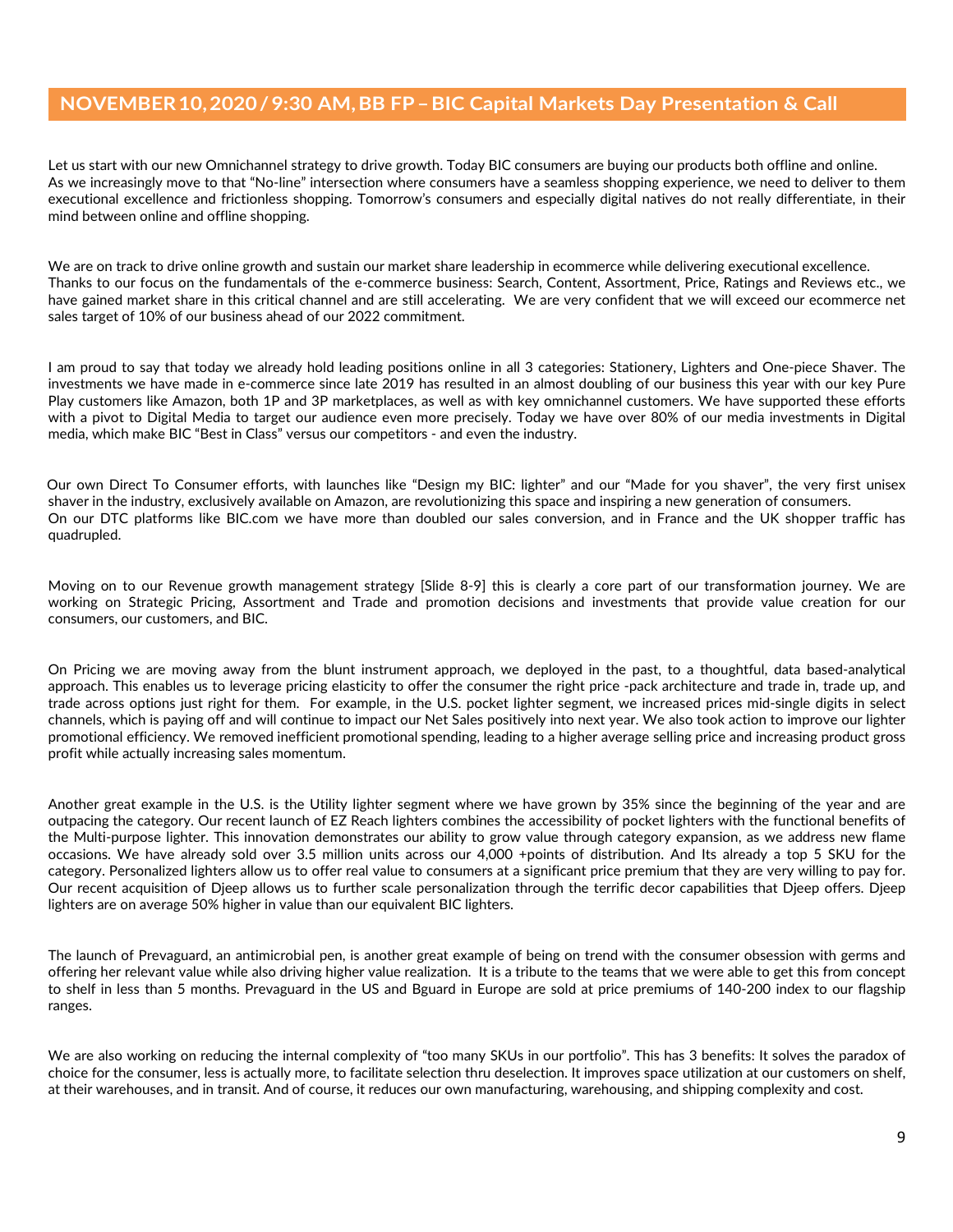Let us start with our new Omnichannel strategy to drive growth. Today BIC consumers are buying our products both offline and online. As we increasingly move to that "No-line" intersection where consumers have a seamless shopping experience, we need to deliver to them executional excellence and frictionless shopping. Tomorrow's consumers and especially digital natives do not really differentiate, in their mind between online and offline shopping.

We are on track to drive online growth and sustain our market share leadership in ecommerce while delivering executional excellence. Thanks to our focus on the fundamentals of the e-commerce business: Search, Content, Assortment, Price, Ratings and Reviews etc., we have gained market share in this critical channel and are still accelerating. We are very confident that we will exceed our ecommerce net sales target of 10% of our business ahead of our 2022 commitment.

I am proud to say that today we already hold leading positions online in all 3 categories: Stationery, Lighters and One-piece Shaver. The investments we have made in e-commerce since late 2019 has resulted in an almost doubling of our business this year with our key Pure Play customers like Amazon, both 1P and 3P marketplaces, as well as with key omnichannel customers. We have supported these efforts with a pivot to Digital Media to target our audience even more precisely. Today we have over 80% of our media investments in Digital media, which make BIC "Best in Class" versus our competitors - and even the industry.

Our own Direct To Consumer efforts, with launches like "Design my BIC: lighter" and our "Made for you shaver", the very first unisex shaver in the industry, exclusively available on Amazon, are revolutionizing this space and inspiring a new generation of consumers. On our DTC platforms like BIC.com we have more than doubled our sales conversion, and in France and the UK shopper traffic has quadrupled.

Moving on to our Revenue growth management strategy [Slide 8-9] this is clearly a core part of our transformation journey. We are working on Strategic Pricing, Assortment and Trade and promotion decisions and investments that provide value creation for our consumers, our customers, and BIC.

On Pricing we are moving away from the blunt instrument approach, we deployed in the past, to a thoughtful, data based-analytical approach. This enables us to leverage pricing elasticity to offer the consumer the right price -pack architecture and trade in, trade up, and trade across options just right for them. For example, in the U.S. pocket lighter segment, we increased prices mid-single digits in select channels, which is paying off and will continue to impact our Net Sales positively into next year. We also took action to improve our lighter promotional efficiency. We removed inefficient promotional spending, leading to a higher average selling price and increasing product gross profit while actually increasing sales momentum.

Another great example in the U.S. is the Utility lighter segment where we have grown by 35% since the beginning of the year and are outpacing the category. Our recent launch of EZ Reach lighters combines the accessibility of pocket lighters with the functional benefits of the Multi-purpose lighter. This innovation demonstrates our ability to grow value through category expansion, as we address new flame occasions. We have already sold over 3.5 million units across our 4,000 +points of distribution. And Its already a top 5 SKU for the category. Personalized lighters allow us to offer real value to consumers at a significant price premium that they are very willing to pay for. Our recent acquisition of Djeep allows us to further scale personalization through the terrific decor capabilities that Djeep offers. Djeep lighters are on average 50% higher in value than our equivalent BIC lighters.

The launch of Prevaguard, an antimicrobial pen, is another great example of being on trend with the consumer obsession with germs and offering her relevant value while also driving higher value realization. It is a tribute to the teams that we were able to get this from concept to shelf in less than 5 months. Prevaguard in the US and Bguard in Europe are sold at price premiums of 140-200 index to our flagship ranges.

We are also working on reducing the internal complexity of "too many SKUs in our portfolio". This has 3 benefits: It solves the paradox of choice for the consumer, less is actually more, to facilitate selection thru deselection. It improves space utilization at our customers on shelf, at their warehouses, and in transit. And of course, it reduces our own manufacturing, warehousing, and shipping complexity and cost.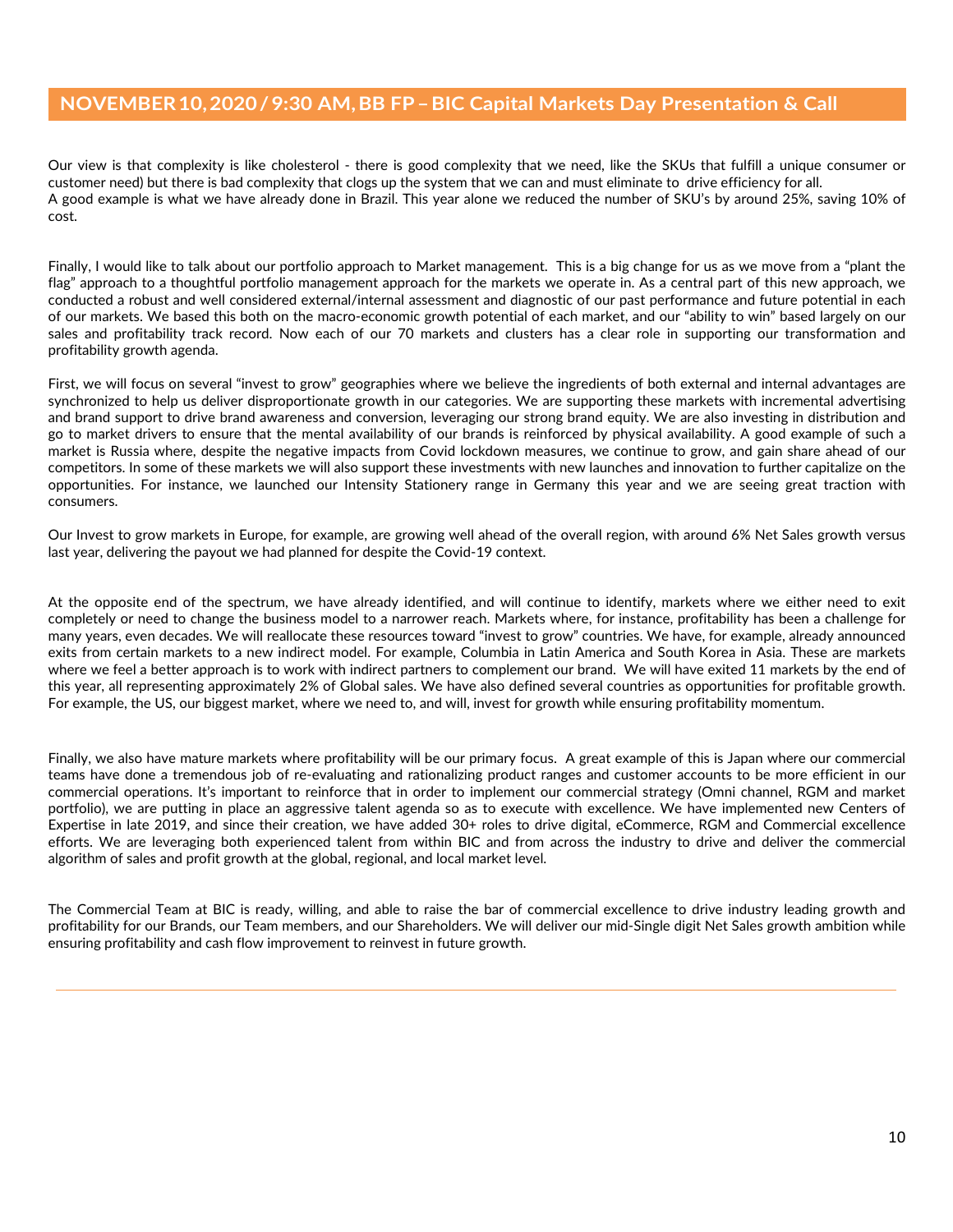Our view is that complexity is like cholesterol - there is good complexity that we need, like the SKUs that fulfill a unique consumer or customer need) but there is bad complexity that clogs up the system that we can and must eliminate to drive efficiency for all.
A good example is what we have already done in Brazil. This year alone we reduced the number of SKU's by around 25%, saving 10% of cost.

Finally, I would like to talk about our portfolio approach to Market management. This is a big change for us as we move from a "plant the flag" approach to a thoughtful portfolio management approach for the markets we operate in. As a central part of this new approach, we conducted a robust and well considered external/internal assessment and diagnostic of our past performance and future potential in each of our markets. We based this both on the macro-economic growth potential of each market, and our "ability to win" based largely on our sales and profitability track record. Now each of our 70 markets and clusters has a clear role in supporting our transformation and profitability growth agenda.

First, we will focus on several "invest to grow" geographies where we believe the ingredients of both external and internal advantages are synchronized to help us deliver disproportionate growth in our categories. We are supporting these markets with incremental advertising and brand support to drive brand awareness and conversion, leveraging our strong brand equity. We are also investing in distribution and go to market drivers to ensure that the mental availability of our brands is reinforced by physical availability. A good example of such a market is Russia where, despite the negative impacts from Covid lockdown measures, we continue to grow, and gain share ahead of our competitors. In some of these markets we will also support these investments with new launches and innovation to further capitalize on the opportunities. For instance, we launched our Intensity Stationery range in Germany this year and we are seeing great traction with consumers.

Our Invest to grow markets in Europe, for example, are growing well ahead of the overall region, with around 6% Net Sales growth versus last year, delivering the payout we had planned for despite the Covid-19 context.

At the opposite end of the spectrum, we have already identified, and will continue to identify, markets where we either need to exit completely or need to change the business model to a narrower reach. Markets where, for instance, profitability has been a challenge for many years, even decades. We will reallocate these resources toward "invest to grow" countries. We have, for example, already announced exits from certain markets to a new indirect model. For example, Columbia in Latin America and South Korea in Asia. These are markets where we feel a better approach is to work with indirect partners to complement our brand. We will have exited 11 markets by the end of this year, all representing approximately 2% of Global sales. We have also defined several countries as opportunities for profitable growth. For example, the US, our biggest market, where we need to, and will, invest for growth while ensuring profitability momentum.

Finally, we also have mature markets where profitability will be our primary focus. A great example of this is Japan where our commercial teams have done a tremendous job of re-evaluating and rationalizing product ranges and customer accounts to be more efficient in our commercial operations. It's important to reinforce that in order to implement our commercial strategy (Omni channel, RGM and market portfolio), we are putting in place an aggressive talent agenda so as to execute with excellence. We have implemented new Centers of Expertise in late 2019, and since their creation, we have added 30+ roles to drive digital, eCommerce, RGM and Commercial excellence efforts. We are leveraging both experienced talent from within BIC and from across the industry to drive and deliver the commercial algorithm of sales and profit growth at the global, regional, and local market level.

The Commercial Team at BIC is ready, willing, and able to raise the bar of commercial excellence to drive industry leading growth and profitability for our Brands, our Team members, and our Shareholders. We will deliver our mid-Single digit Net Sales growth ambition while ensuring profitability and cash flow improvement to reinvest in future growth.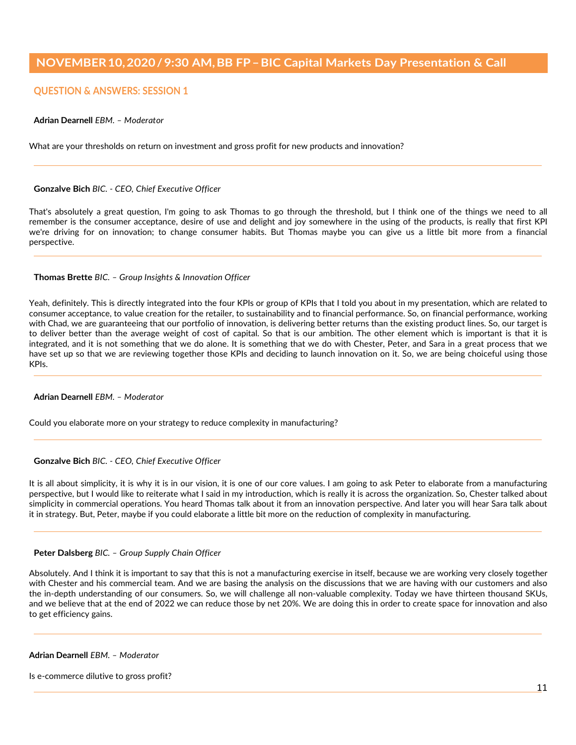## QUESTION & ANSWERS: SESSION 1

**Adrian Dearnell** *EBM. – Moderator*

What are your thresholds on return on investment and gross profit for new products and innovation?

---

**Gonzalve Bich** *BIC. - CEO, Chief Executive Officer*

That's absolutely a great question, I'm going to ask Thomas to go through the threshold, but I think one of the things we need to all remember is the consumer acceptance, desire of use and delight and joy somewhere in the using of the products, is really that first KPI we're driving for on innovation; to change consumer habits. But Thomas maybe you can give us a little bit more from a financial perspective.

---

**Thomas Brette** *BIC. – Group Insights & Innovation Officer*

Yeah, definitely. This is directly integrated into the four KPIs or group of KPIs that I told you about in my presentation, which are related to consumer acceptance, to value creation for the retailer, to sustainability and to financial performance. So, on financial performance, working with Chad, we are guaranteeing that our portfolio of innovation, is delivering better returns than the existing product lines. So, our target is to deliver better than the average weight of cost of capital. So that is our ambition. The other element which is important is that it is integrated, and it is not something that we do alone. It is something that we do with Chester, Peter, and Sara in a great process that we have set up so that we are reviewing together those KPIs and deciding to launch innovation on it. So, we are being choiceful using those KPIs.

---

**Adrian Dearnell** *EBM. – Moderator*

Could you elaborate more on your strategy to reduce complexity in manufacturing?

---

**Gonzalve Bich** *BIC. - CEO, Chief Executive Officer*

It is all about simplicity, it is why it is in our vision, it is one of our core values. I am going to ask Peter to elaborate from a manufacturing perspective, but I would like to reiterate what I said in my introduction, which is really it is across the organization. So, Chester talked about simplicity in commercial operations. You heard Thomas talk about it from an innovation perspective. And later you will hear Sara talk about it in strategy. But, Peter, maybe if you could elaborate a little bit more on the reduction of complexity in manufacturing.

---

**Peter Dalsberg** *BIC. – Group Supply Chain Officer*

Absolutely. And I think it is important to say that this is not a manufacturing exercise in itself, because we are working very closely together with Chester and his commercial team. And we are basing the analysis on the discussions that we are having with our customers and also the in-depth understanding of our consumers. So, we will challenge all non-valuable complexity. Today we have thirteen thousand SKUs, and we believe that at the end of 2022 we can reduce those by net 20%. We are doing this in order to create space for innovation and also to get efficiency gains.

---

**Adrian Dearnell** *EBM. – Moderator*

Is e-commerce dilutive to gross profit?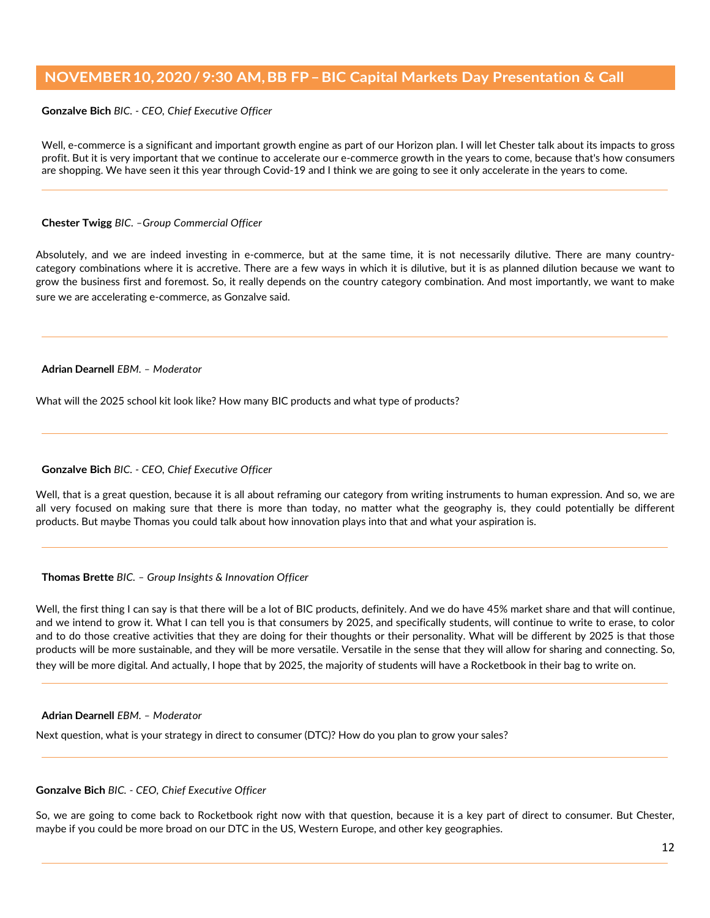**Gonzalve Bich** *BIC. - CEO, Chief Executive Officer*

Well, e-commerce is a significant and important growth engine as part of our Horizon plan. I will let Chester talk about its impacts to gross profit. But it is very important that we continue to accelerate our e-commerce growth in the years to come, because that's how consumers are shopping. We have seen it this year through Covid-19 and I think we are going to see it only accelerate in the years to come.

---

**Chester Twigg** *BIC. –Group Commercial Officer*

Absolutely, and we are indeed investing in e-commerce, but at the same time, it is not necessarily dilutive. There are many country-category combinations where it is accretive. There are a few ways in which it is dilutive, but it is as planned dilution because we want to grow the business first and foremost. So, it really depends on the country category combination. And most importantly, we want to make sure we are accelerating e-commerce, as Gonzalve said.

---

**Adrian Dearnell** *EBM. – Moderator*

What will the 2025 school kit look like? How many BIC products and what type of products?

---

**Gonzalve Bich** *BIC. - CEO, Chief Executive Officer*

Well, that is a great question, because it is all about reframing our category from writing instruments to human expression. And so, we are all very focused on making sure that there is more than today, no matter what the geography is, they could potentially be different products. But maybe Thomas you could talk about how innovation plays into that and what your aspiration is.

---

**Thomas Brette** *BIC. – Group Insights & Innovation Officer*

Well, the first thing I can say is that there will be a lot of BIC products, definitely. And we do have 45% market share and that will continue, and we intend to grow it. What I can tell you is that consumers by 2025, and specifically students, will continue to write to erase, to color and to do those creative activities that they are doing for their thoughts or their personality. What will be different by 2025 is that those products will be more sustainable, and they will be more versatile. Versatile in the sense that they will allow for sharing and connecting. So, they will be more digital. And actually, I hope that by 2025, the majority of students will have a Rocketbook in their bag to write on.

---

**Adrian Dearnell** *EBM. – Moderator*

Next question, what is your strategy in direct to consumer (DTC)? How do you plan to grow your sales?

---

**Gonzalve Bich** *BIC. - CEO, Chief Executive Officer*

So, we are going to come back to Rocketbook right now with that question, because it is a key part of direct to consumer. But Chester, maybe if you could be more broad on our DTC in the US, Western Europe, and other key geographies.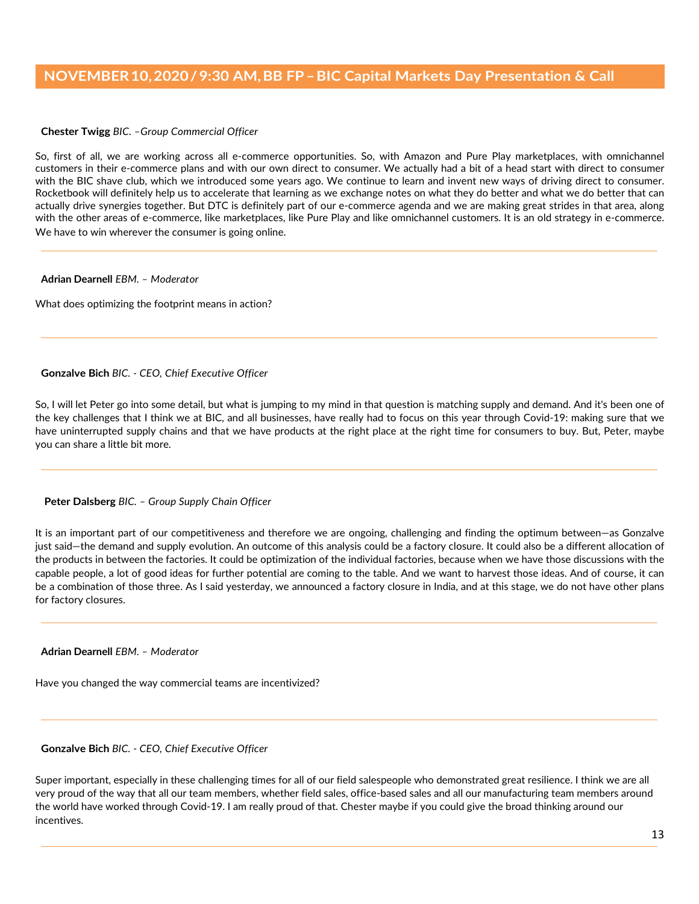**Chester Twigg** *BIC. –Group Commercial Officer*

So, first of all, we are working across all e-commerce opportunities. So, with Amazon and Pure Play marketplaces, with omnichannel customers in their e-commerce plans and with our own direct to consumer. We actually had a bit of a head start with direct to consumer with the BIC shave club, which we introduced some years ago. We continue to learn and invent new ways of driving direct to consumer. Rocketbook will definitely help us to accelerate that learning as we exchange notes on what they do better and what we do better that can actually drive synergies together. But DTC is definitely part of our e-commerce agenda and we are making great strides in that area, along with the other areas of e-commerce, like marketplaces, like Pure Play and like omnichannel customers. It is an old strategy in e-commerce. We have to win wherever the consumer is going online.

---

**Adrian Dearnell** *EBM. – Moderator*

What does optimizing the footprint means in action?

---

**Gonzalve Bich** *BIC. - CEO, Chief Executive Officer*

So, I will let Peter go into some detail, but what is jumping to my mind in that question is matching supply and demand. And it's been one of the key challenges that I think we at BIC, and all businesses, have really had to focus on this year through Covid-19: making sure that we have uninterrupted supply chains and that we have products at the right place at the right time for consumers to buy. But, Peter, maybe you can share a little bit more.

---

**Peter Dalsberg** *BIC. – Group Supply Chain Officer*

It is an important part of our competitiveness and therefore we are ongoing, challenging and finding the optimum between—as Gonzalve just said—the demand and supply evolution. An outcome of this analysis could be a factory closure. It could also be a different allocation of the products in between the factories. It could be optimization of the individual factories, because when we have those discussions with the capable people, a lot of good ideas for further potential are coming to the table. And we want to harvest those ideas. And of course, it can be a combination of those three. As I said yesterday, we announced a factory closure in India, and at this stage, we do not have other plans for factory closures.

---

**Adrian Dearnell** *EBM. – Moderator*

Have you changed the way commercial teams are incentivized?

---

**Gonzalve Bich** *BIC. - CEO, Chief Executive Officer*

Super important, especially in these challenging times for all of our field salespeople who demonstrated great resilience. I think we are all very proud of the way that all our team members, whether field sales, office-based sales and all our manufacturing team members around the world have worked through Covid-19. I am really proud of that. Chester maybe if you could give the broad thinking around our incentives.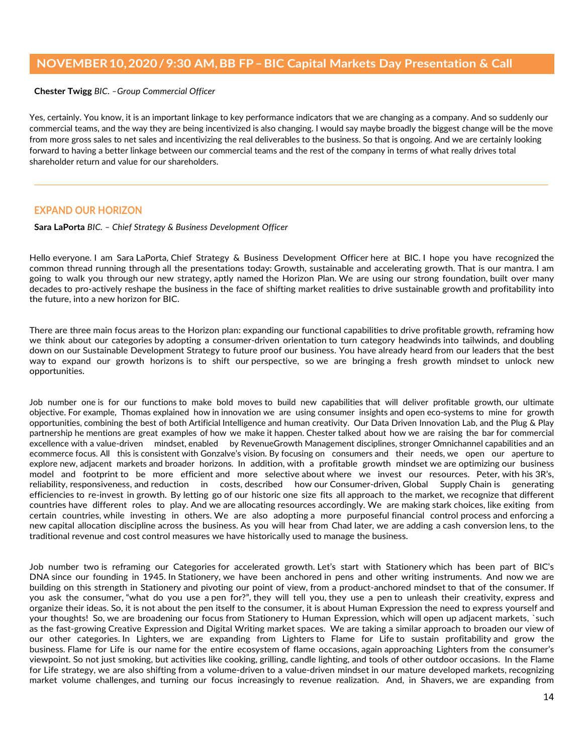# NOVEMBER 10, 2020 / 9:30 AM, BB FP – BIC Capital Markets Day Presentation & Call

**Chester Twigg** *BIC. –Group Commercial Officer*

Yes, certainly. You know, it is an important linkage to key performance indicators that we are changing as a company. And so suddenly our commercial teams, and the way they are being incentivized is also changing. I would say maybe broadly the biggest change will be the move from more gross sales to net sales and incentivizing the real deliverables to the business. So that is ongoing. And we are certainly looking forward to having a better linkage between our commercial teams and the rest of the company in terms of what really drives total shareholder return and value for our shareholders.

---

## EXPAND OUR HORIZON

**Sara LaPorta** *BIC. – Chief Strategy & Business Development Officer*

Hello everyone. I am Sara LaPorta, Chief Strategy & Business Development Officer here at BIC. I hope you have recognized the common thread running through all the presentations today: Growth, sustainable and accelerating growth. That is our mantra. I am going to walk you through our new strategy, aptly named the Horizon Plan. We are using our strong foundation, built over many decades to pro-actively reshape the business in the face of shifting market realities to drive sustainable growth and profitability into the future, into a new horizon for BIC.

There are three main focus areas to the Horizon plan: expanding our functional capabilities to drive profitable growth, reframing how we think about our categories by adopting a consumer-driven orientation to turn category headwinds into tailwinds, and doubling down on our Sustainable Development Strategy to future proof our business. You have already heard from our leaders that the best way to expand our growth horizons is to shift our perspective, so we are bringing a fresh growth mindset to unlock new opportunities.

Job number one is for our functions to make bold moves to build new capabilities that will deliver profitable growth, our ultimate objective. For example, Thomas explained how in innovation we are using consumer insights and open eco-systems to mine for growth opportunities, combining the best of both Artificial Intelligence and human creativity. Our Data Driven Innovation Lab, and the Plug & Play partnership he mentions are great examples of how we make it happen. Chester talked about how we are raising the bar for commercial excellence with a value-driven mindset, enabled by RevenueGrowth Management disciplines, stronger Omnichannel capabilities and an ecommerce focus. All this is consistent with Gonzalve's vision. By focusing on consumers and their needs, we open our aperture to explore new, adjacent markets and broader horizons. In addition, with a profitable growth mindset we are optimizing our business model and footprint to be more efficient and more selective about where we invest our resources. Peter, with his 3R's, reliability, responsiveness, and reduction in costs, described how our Consumer-driven, Global Supply Chain is generating efficiencies to re-invest in growth. By letting go of our historic one size fits all approach to the market, we recognize that different countries have different roles to play. And we are allocating resources accordingly. We are making stark choices, like exiting from certain countries, while investing in others. We are also adopting a more purposeful financial control process and enforcing a new capital allocation discipline across the business. As you will hear from Chad later, we are adding a cash conversion lens, to the traditional revenue and cost control measures we have historically used to manage the business.

Job number two is reframing our Categories for accelerated growth. Let's start with Stationery which has been part of BIC's DNA since our founding in 1945. In Stationery, we have been anchored in pens and other writing instruments. And now we are building on this strength in Stationery and pivoting our point of view, from a product-anchored mindset to that of the consumer. If you ask the consumer, "what do you use a pen for?", they will tell you, they use a pen to unleash their creativity, express and organize their ideas. So, it is not about the pen itself to the consumer, it is about Human Expression the need to express yourself and your thoughts! So, we are broadening our focus from Stationery to Human Expression, which will open up adjacent markets, `such as the fast-growing Creative Expression and Digital Writing market spaces. We are taking a similar approach to broaden our view of our other categories. In Lighters, we are expanding from Lighters to Flame for Life to sustain profitability and grow the business. Flame for Life is our name for the entire ecosystem of flame occasions, again approaching Lighters from the consumer's viewpoint. So not just smoking, but activities like cooking, grilling, candle lighting, and tools of other outdoor occasions. In the Flame for Life strategy, we are also shifting from a volume-driven to a value-driven mindset in our mature developed markets, recognizing market volume challenges, and turning our focus increasingly to revenue realization. And, in Shavers, we are expanding from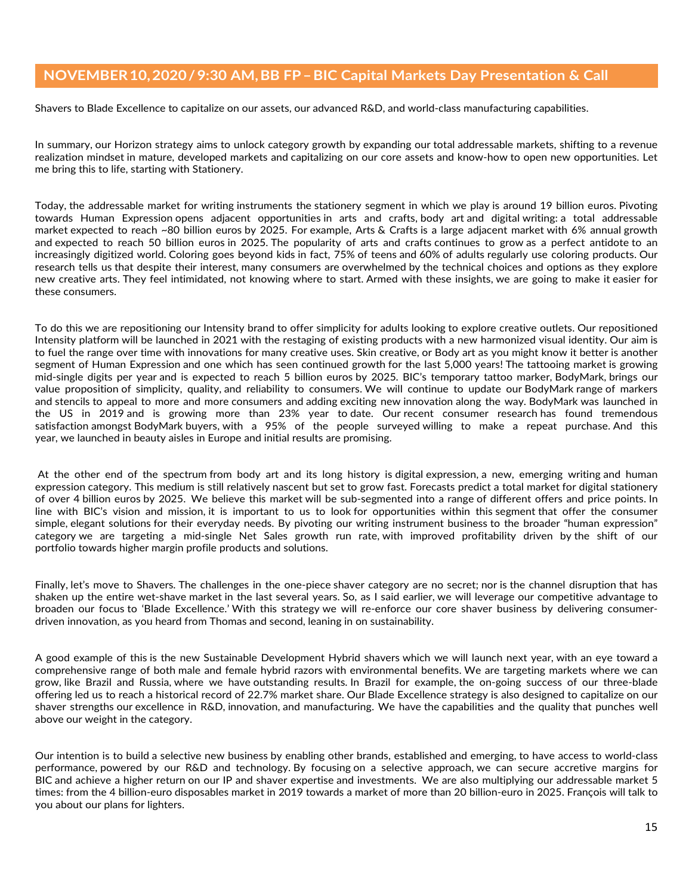Shavers to Blade Excellence to capitalize on our assets, our advanced R&D, and world-class manufacturing capabilities.

In summary, our Horizon strategy aims to unlock category growth by expanding our total addressable markets, shifting to a revenue realization mindset in mature, developed markets and capitalizing on our core assets and know-how to open new opportunities. Let me bring this to life, starting with Stationery.

Today, the addressable market for writing instruments the stationery segment in which we play is around 19 billion euros. Pivoting towards Human Expression opens adjacent opportunities in arts and crafts, body art and digital writing: a total addressable market expected to reach ~80 billion euros by 2025. For example, Arts & Crafts is a large adjacent market with 6% annual growth and expected to reach 50 billion euros in 2025. The popularity of arts and crafts continues to grow as a perfect antidote to an increasingly digitized world. Coloring goes beyond kids in fact, 75% of teens and 60% of adults regularly use coloring products. Our research tells us that despite their interest, many consumers are overwhelmed by the technical choices and options as they explore new creative arts. They feel intimidated, not knowing where to start. Armed with these insights, we are going to make it easier for these consumers.

To do this we are repositioning our Intensity brand to offer simplicity for adults looking to explore creative outlets. Our repositioned Intensity platform will be launched in 2021 with the restaging of existing products with a new harmonized visual identity. Our aim is to fuel the range over time with innovations for many creative uses. Skin creative, or Body art as you might know it better is another segment of Human Expression and one which has seen continued growth for the last 5,000 years! The tattooing market is growing mid-single digits per year and is expected to reach 5 billion euros by 2025. BIC's temporary tattoo marker, BodyMark, brings our value proposition of simplicity, quality, and reliability to consumers. We will continue to update our BodyMark range of markers and stencils to appeal to more and more consumers and adding exciting new innovation along the way. BodyMark was launched in the US in 2019 and is growing more than 23% year to date. Our recent consumer research has found tremendous satisfaction amongst BodyMark buyers, with a 95% of the people surveyed willing to make a repeat purchase. And this year, we launched in beauty aisles in Europe and initial results are promising.

At the other end of the spectrum from body art and its long history is digital expression, a new, emerging writing and human expression category. This medium is still relatively nascent but set to grow fast. Forecasts predict a total market for digital stationery of over 4 billion euros by 2025. We believe this market will be sub-segmented into a range of different offers and price points. In line with BIC's vision and mission, it is important to us to look for opportunities within this segment that offer the consumer simple, elegant solutions for their everyday needs. By pivoting our writing instrument business to the broader "human expression" category we are targeting a mid-single Net Sales growth run rate, with improved profitability driven by the shift of our portfolio towards higher margin profile products and solutions.

Finally, let's move to Shavers. The challenges in the one-piece shaver category are no secret; nor is the channel disruption that has shaken up the entire wet-shave market in the last several years. So, as I said earlier, we will leverage our competitive advantage to broaden our focus to 'Blade Excellence.' With this strategy we will re-enforce our core shaver business by delivering consumer-driven innovation, as you heard from Thomas and second, leaning in on sustainability.

A good example of this is the new Sustainable Development Hybrid shavers which we will launch next year, with an eye toward a comprehensive range of both male and female hybrid razors with environmental benefits. We are targeting markets where we can grow, like Brazil and Russia, where we have outstanding results. In Brazil for example, the on-going success of our three-blade offering led us to reach a historical record of 22.7% market share. Our Blade Excellence strategy is also designed to capitalize on our shaver strengths our excellence in R&D, innovation, and manufacturing. We have the capabilities and the quality that punches well above our weight in the category.

Our intention is to build a selective new business by enabling other brands, established and emerging, to have access to world-class performance, powered by our R&D and technology. By focusing on a selective approach, we can secure accretive margins for BIC and achieve a higher return on our IP and shaver expertise and investments. We are also multiplying our addressable market 5 times: from the 4 billion-euro disposables market in 2019 towards a market of more than 20 billion-euro in 2025. François will talk to you about our plans for lighters.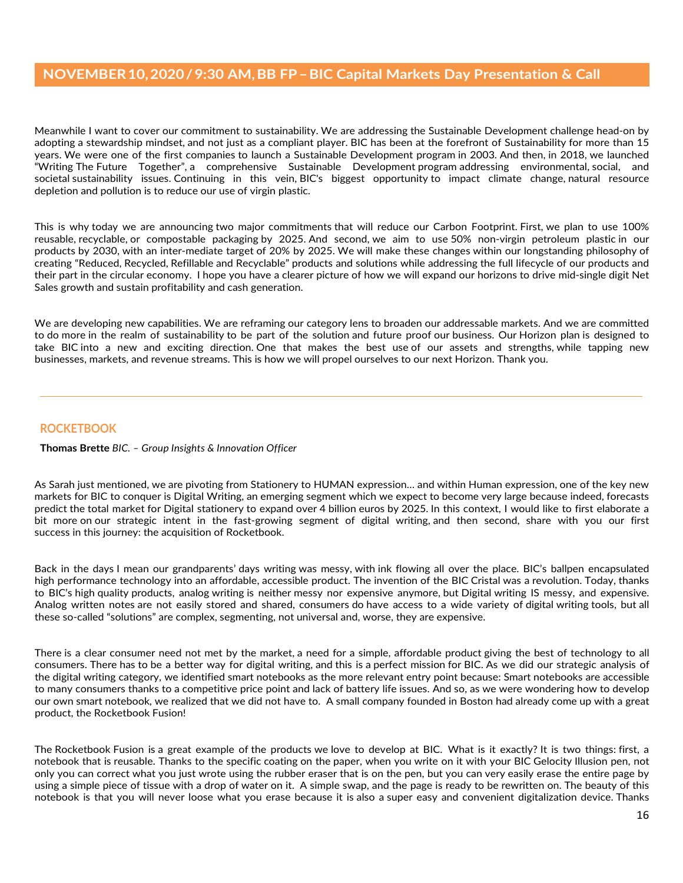Meanwhile I want to cover our commitment to sustainability. We are addressing the Sustainable Development challenge head-on by adopting a stewardship mindset, and not just as a compliant player. BIC has been at the forefront of Sustainability for more than 15 years. We were one of the first companies to launch a Sustainable Development program in 2003. And then, in 2018, we launched "Writing The Future Together", a comprehensive Sustainable Development program addressing environmental, social, and societal sustainability issues. Continuing in this vein, BIC's biggest opportunity to impact climate change, natural resource depletion and pollution is to reduce our use of virgin plastic.

This is why today we are announcing two major commitments that will reduce our Carbon Footprint. First, we plan to use 100% reusable, recyclable, or compostable packaging by 2025. And second, we aim to use 50% non-virgin petroleum plastic in our products by 2030, with an inter-mediate target of 20% by 2025. We will make these changes within our longstanding philosophy of creating "Reduced, Recycled, Refillable and Recyclable" products and solutions while addressing the full lifecycle of our products and their part in the circular economy. I hope you have a clearer picture of how we will expand our horizons to drive mid-single digit Net Sales growth and sustain profitability and cash generation.

We are developing new capabilities. We are reframing our category lens to broaden our addressable markets. And we are committed to do more in the realm of sustainability to be part of the solution and future proof our business. Our Horizon plan is designed to take BIC into a new and exciting direction. One that makes the best use of our assets and strengths, while tapping new businesses, markets, and revenue streams. This is how we will propel ourselves to our next Horizon. Thank you.

---

## ROCKETBOOK

**Thomas Brette** *BIC. – Group Insights & Innovation Officer*

As Sarah just mentioned, we are pivoting from Stationery to HUMAN expression… and within Human expression, one of the key new markets for BIC to conquer is Digital Writing, an emerging segment which we expect to become very large because indeed, forecasts predict the total market for Digital stationery to expand over 4 billion euros by 2025. In this context, I would like to first elaborate a bit more on our strategic intent in the fast-growing segment of digital writing, and then second, share with you our first success in this journey: the acquisition of Rocketbook.

Back in the days I mean our grandparents' days writing was messy, with ink flowing all over the place. BIC's ballpen encapsulated high performance technology into an affordable, accessible product. The invention of the BIC Cristal was a revolution. Today, thanks to BIC's high quality products, analog writing is neither messy nor expensive anymore, but Digital writing IS messy, and expensive. Analog written notes are not easily stored and shared, consumers do have access to a wide variety of digital writing tools, but all these so-called "solutions" are complex, segmenting, not universal and, worse, they are expensive.

There is a clear consumer need not met by the market, a need for a simple, affordable product giving the best of technology to all consumers. There has to be a better way for digital writing, and this is a perfect mission for BIC. As we did our strategic analysis of the digital writing category, we identified smart notebooks as the more relevant entry point because: Smart notebooks are accessible to many consumers thanks to a competitive price point and lack of battery life issues. And so, as we were wondering how to develop our own smart notebook, we realized that we did not have to. A small company founded in Boston had already come up with a great product, the Rocketbook Fusion!

The Rocketbook Fusion is a great example of the products we love to develop at BIC. What is it exactly? It is two things: first, a notebook that is reusable. Thanks to the specific coating on the paper, when you write on it with your BIC Gelocity Illusion pen, not only you can correct what you just wrote using the rubber eraser that is on the pen, but you can very easily erase the entire page by using a simple piece of tissue with a drop of water on it. A simple swap, and the page is ready to be rewritten on. The beauty of this notebook is that you will never loose what you erase because it is also a super easy and convenient digitalization device. Thanks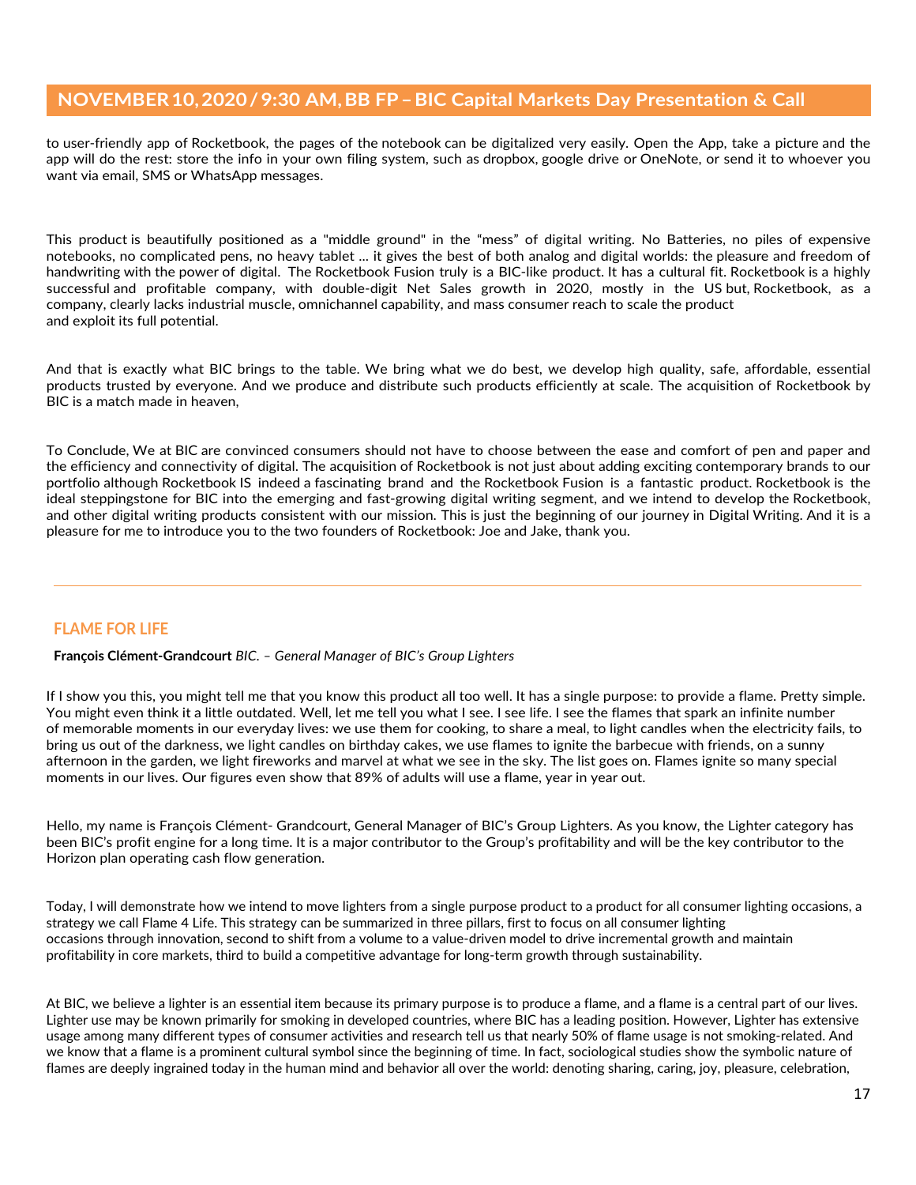to user-friendly app of Rocketbook, the pages of the notebook can be digitalized very easily. Open the App, take a picture and the app will do the rest: store the info in your own filing system, such as dropbox, google drive or OneNote, or send it to whoever you want via email, SMS or WhatsApp messages.

This product is beautifully positioned as a "middle ground" in the "mess" of digital writing. No Batteries, no piles of expensive notebooks, no complicated pens, no heavy tablet … it gives the best of both analog and digital worlds: the pleasure and freedom of handwriting with the power of digital. The Rocketbook Fusion truly is a BIC-like product. It has a cultural fit. Rocketbook is a highly successful and profitable company, with double-digit Net Sales growth in 2020, mostly in the US but, Rocketbook, as a company, clearly lacks industrial muscle, omnichannel capability, and mass consumer reach to scale the product and exploit its full potential.

And that is exactly what BIC brings to the table. We bring what we do best, we develop high quality, safe, affordable, essential products trusted by everyone. And we produce and distribute such products efficiently at scale. The acquisition of Rocketbook by BIC is a match made in heaven,

To Conclude, We at BIC are convinced consumers should not have to choose between the ease and comfort of pen and paper and the efficiency and connectivity of digital. The acquisition of Rocketbook is not just about adding exciting contemporary brands to our portfolio although Rocketbook IS indeed a fascinating brand and the Rocketbook Fusion is a fantastic product. Rocketbook is the ideal steppingstone for BIC into the emerging and fast-growing digital writing segment, and we intend to develop the Rocketbook, and other digital writing products consistent with our mission. This is just the beginning of our journey in Digital Writing. And it is a pleasure for me to introduce you to the two founders of Rocketbook: Joe and Jake, thank you.

---

## FLAME FOR LIFE

**François Clément-Grandcourt** *BIC. – General Manager of BIC's Group Lighters*

If I show you this, you might tell me that you know this product all too well. It has a single purpose: to provide a flame. Pretty simple. You might even think it a little outdated. Well, let me tell you what I see. I see life. I see the flames that spark an infinite number of memorable moments in our everyday lives: we use them for cooking, to share a meal, to light candles when the electricity fails, to bring us out of the darkness, we light candles on birthday cakes, we use flames to ignite the barbecue with friends, on a sunny afternoon in the garden, we light fireworks and marvel at what we see in the sky. The list goes on. Flames ignite so many special moments in our lives. Our figures even show that 89% of adults will use a flame, year in year out.

Hello, my name is François Clément- Grandcourt, General Manager of BIC's Group Lighters. As you know, the Lighter category has been BIC's profit engine for a long time. It is a major contributor to the Group's profitability and will be the key contributor to the Horizon plan operating cash flow generation.

Today, I will demonstrate how we intend to move lighters from a single purpose product to a product for all consumer lighting occasions, a strategy we call Flame 4 Life. This strategy can be summarized in three pillars, first to focus on all consumer lighting occasions through innovation, second to shift from a volume to a value-driven model to drive incremental growth and maintain profitability in core markets, third to build a competitive advantage for long-term growth through sustainability.

At BIC, we believe a lighter is an essential item because its primary purpose is to produce a flame, and a flame is a central part of our lives. Lighter use may be known primarily for smoking in developed countries, where BIC has a leading position. However, Lighter has extensive usage among many different types of consumer activities and research tell us that nearly 50% of flame usage is not smoking-related. And we know that a flame is a prominent cultural symbol since the beginning of time. In fact, sociological studies show the symbolic nature of flames are deeply ingrained today in the human mind and behavior all over the world: denoting sharing, caring, joy, pleasure, celebration,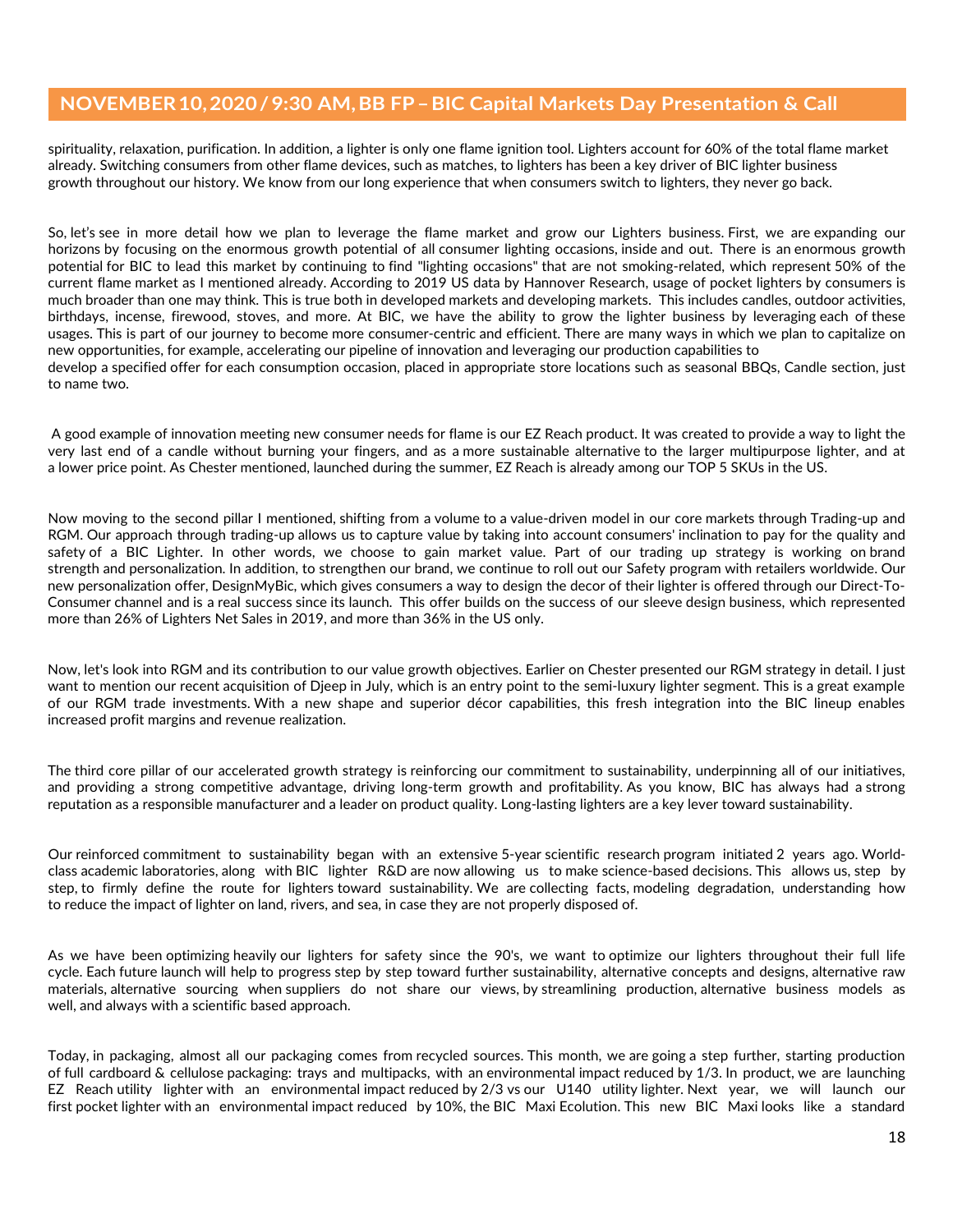spirituality, relaxation, purification. In addition, a lighter is only one flame ignition tool. Lighters account for 60% of the total flame market already. Switching consumers from other flame devices, such as matches, to lighters has been a key driver of BIC lighter business growth throughout our history. We know from our long experience that when consumers switch to lighters, they never go back.

So, let's see in more detail how we plan to leverage the flame market and grow our Lighters business. First, we are expanding our horizons by focusing on the enormous growth potential of all consumer lighting occasions, inside and out. There is an enormous growth potential for BIC to lead this market by continuing to find "lighting occasions" that are not smoking-related, which represent 50% of the current flame market as I mentioned already. According to 2019 US data by Hannover Research, usage of pocket lighters by consumers is much broader than one may think. This is true both in developed markets and developing markets. This includes candles, outdoor activities, birthdays, incense, firewood, stoves, and more. At BIC, we have the ability to grow the lighter business by leveraging each of these usages. This is part of our journey to become more consumer-centric and efficient. There are many ways in which we plan to capitalize on new opportunities, for example, accelerating our pipeline of innovation and leveraging our production capabilities to develop a specified offer for each consumption occasion, placed in appropriate store locations such as seasonal BBQs, Candle section, just to name two.

A good example of innovation meeting new consumer needs for flame is our EZ Reach product. It was created to provide a way to light the very last end of a candle without burning your fingers, and as a more sustainable alternative to the larger multipurpose lighter, and at a lower price point. As Chester mentioned, launched during the summer, EZ Reach is already among our TOP 5 SKUs in the US.

Now moving to the second pillar I mentioned, shifting from a volume to a value-driven model in our core markets through Trading-up and RGM. Our approach through trading-up allows us to capture value by taking into account consumers' inclination to pay for the quality and safety of a BIC Lighter. In other words, we choose to gain market value. Part of our trading up strategy is working on brand strength and personalization. In addition, to strengthen our brand, we continue to roll out our Safety program with retailers worldwide. Our new personalization offer, DesignMyBic, which gives consumers a way to design the decor of their lighter is offered through our Direct-To-Consumer channel and is a real success since its launch. This offer builds on the success of our sleeve design business, which represented more than 26% of Lighters Net Sales in 2019, and more than 36% in the US only.

Now, let's look into RGM and its contribution to our value growth objectives. Earlier on Chester presented our RGM strategy in detail. I just want to mention our recent acquisition of Djeep in July, which is an entry point to the semi-luxury lighter segment. This is a great example of our RGM trade investments. With a new shape and superior décor capabilities, this fresh integration into the BIC lineup enables increased profit margins and revenue realization.

The third core pillar of our accelerated growth strategy is reinforcing our commitment to sustainability, underpinning all of our initiatives, and providing a strong competitive advantage, driving long-term growth and profitability. As you know, BIC has always had a strong reputation as a responsible manufacturer and a leader on product quality. Long-lasting lighters are a key lever toward sustainability.

Our reinforced commitment to sustainability began with an extensive 5-year scientific research program initiated 2 years ago. World-class academic laboratories, along with BIC lighter R&D are now allowing us to make science-based decisions. This allows us, step by step, to firmly define the route for lighters toward sustainability. We are collecting facts, modeling degradation, understanding how to reduce the impact of lighter on land, rivers, and sea, in case they are not properly disposed of.

As we have been optimizing heavily our lighters for safety since the 90's, we want to optimize our lighters throughout their full life cycle. Each future launch will help to progress step by step toward further sustainability, alternative concepts and designs, alternative raw materials, alternative sourcing when suppliers do not share our views, by streamlining production, alternative business models as well, and always with a scientific based approach.

Today, in packaging, almost all our packaging comes from recycled sources. This month, we are going a step further, starting production of full cardboard & cellulose packaging: trays and multipacks, with an environmental impact reduced by 1/3. In product, we are launching EZ Reach utility lighter with an environmental impact reduced by 2/3 vs our U140 utility lighter. Next year, we will launch our first pocket lighter with an environmental impact reduced by 10%, the BIC Maxi Ecolution. This new BIC Maxi looks like a standard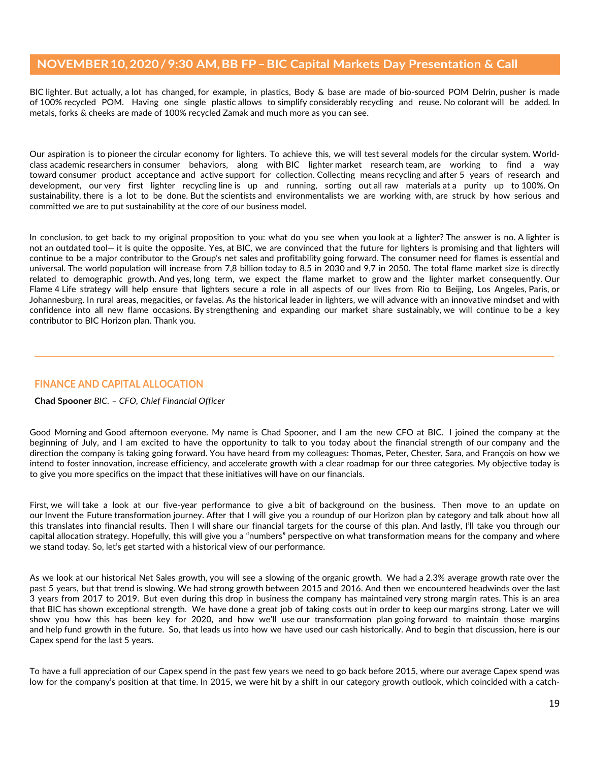BIC lighter. But actually, a lot has changed, for example, in plastics, Body & base are made of bio-sourced POM Delrin, pusher is made of 100% recycled POM. Having one single plastic allows to simplify considerably recycling and reuse. No colorant will be added. In metals, forks & cheeks are made of 100% recycled Zamak and much more as you can see.

Our aspiration is to pioneer the circular economy for lighters. To achieve this, we will test several models for the circular system. World-class academic researchers in consumer behaviors, along with BIC lighter market research team, are working to find a way toward consumer product acceptance and active support for collection. Collecting means recycling and after 5 years of research and development, our very first lighter recycling line is up and running, sorting out all raw materials at a purity up to 100%. On sustainability, there is a lot to be done. But the scientists and environmentalists we are working with, are struck by how serious and committed we are to put sustainability at the core of our business model.

In conclusion, to get back to my original proposition to you: what do you see when you look at a lighter? The answer is no. A lighter is not an outdated tool— it is quite the opposite. Yes, at BIC, we are convinced that the future for lighters is promising and that lighters will continue to be a major contributor to the Group's net sales and profitability going forward. The consumer need for flames is essential and universal. The world population will increase from 7,8 billion today to 8,5 in 2030 and 9,7 in 2050. The total flame market size is directly related to demographic growth. And yes, long term, we expect the flame market to grow and the lighter market consequently. Our Flame 4 Life strategy will help ensure that lighters secure a role in all aspects of our lives from Rio to Beijing, Los Angeles, Paris, or Johannesburg. In rural areas, megacities, or favelas. As the historical leader in lighters, we will advance with an innovative mindset and with confidence into all new flame occasions. By strengthening and expanding our market share sustainably, we will continue to be a key contributor to BIC Horizon plan. Thank you.

---

## FINANCE AND CAPITAL ALLOCATION

**Chad Spooner** *BIC. – CFO, Chief Financial Officer*

Good Morning and Good afternoon everyone. My name is Chad Spooner, and I am the new CFO at BIC. I joined the company at the beginning of July, and I am excited to have the opportunity to talk to you today about the financial strength of our company and the direction the company is taking going forward. You have heard from my colleagues: Thomas, Peter, Chester, Sara, and François on how we intend to foster innovation, increase efficiency, and accelerate growth with a clear roadmap for our three categories. My objective today is to give you more specifics on the impact that these initiatives will have on our financials.

First, we will take a look at our five-year performance to give a bit of background on the business. Then move to an update on our Invent the Future transformation journey. After that I will give you a roundup of our Horizon plan by category and talk about how all this translates into financial results. Then I will share our financial targets for the course of this plan. And lastly, I'll take you through our capital allocation strategy. Hopefully, this will give you a "numbers" perspective on what transformation means for the company and where we stand today. So, let's get started with a historical view of our performance.

As we look at our historical Net Sales growth, you will see a slowing of the organic growth. We had a 2.3% average growth rate over the past 5 years, but that trend is slowing. We had strong growth between 2015 and 2016. And then we encountered headwinds over the last 3 years from 2017 to 2019. But even during this drop in business the company has maintained very strong margin rates. This is an area that BIC has shown exceptional strength. We have done a great job of taking costs out in order to keep our margins strong. Later we will show you how this has been key for 2020, and how we'll use our transformation plan going forward to maintain those margins and help fund growth in the future. So, that leads us into how we have used our cash historically. And to begin that discussion, here is our Capex spend for the last 5 years.

To have a full appreciation of our Capex spend in the past few years we need to go back before 2015, where our average Capex spend was low for the company's position at that time. In 2015, we were hit by a shift in our category growth outlook, which coincided with a catch-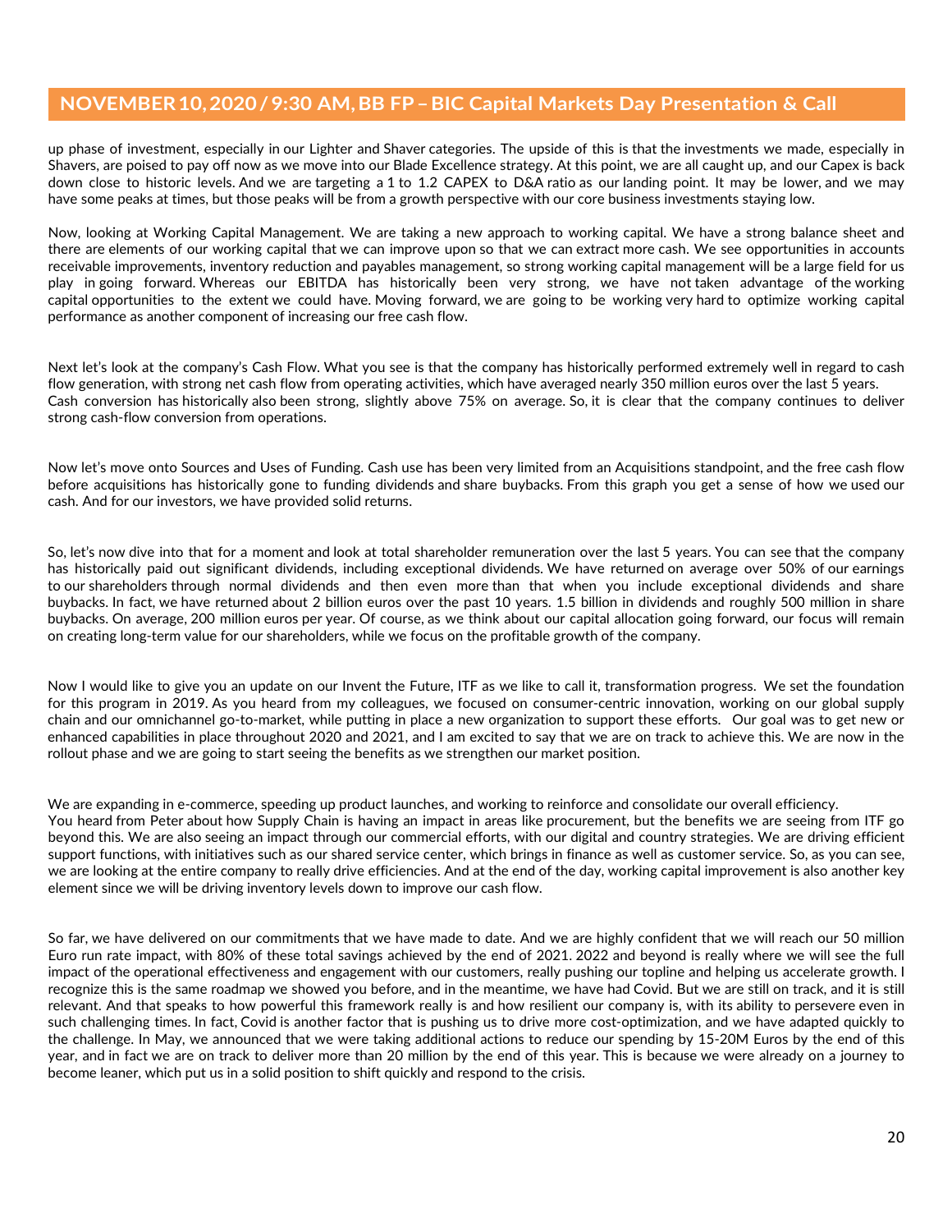up phase of investment, especially in our Lighter and Shaver categories. The upside of this is that the investments we made, especially in Shavers, are poised to pay off now as we move into our Blade Excellence strategy. At this point, we are all caught up, and our Capex is back down close to historic levels. And we are targeting a 1 to 1.2 CAPEX to D&A ratio as our landing point. It may be lower, and we may have some peaks at times, but those peaks will be from a growth perspective with our core business investments staying low.

Now, looking at Working Capital Management. We are taking a new approach to working capital. We have a strong balance sheet and there are elements of our working capital that we can improve upon so that we can extract more cash. We see opportunities in accounts receivable improvements, inventory reduction and payables management, so strong working capital management will be a large field for us play in going forward. Whereas our EBITDA has historically been very strong, we have not taken advantage of the working capital opportunities to the extent we could have. Moving forward, we are going to be working very hard to optimize working capital performance as another component of increasing our free cash flow.

Next let's look at the company's Cash Flow. What you see is that the company has historically performed extremely well in regard to cash flow generation, with strong net cash flow from operating activities, which have averaged nearly 350 million euros over the last 5 years. Cash conversion has historically also been strong, slightly above 75% on average. So, it is clear that the company continues to deliver strong cash-flow conversion from operations.

Now let's move onto Sources and Uses of Funding. Cash use has been very limited from an Acquisitions standpoint, and the free cash flow before acquisitions has historically gone to funding dividends and share buybacks. From this graph you get a sense of how we used our cash. And for our investors, we have provided solid returns.

So, let's now dive into that for a moment and look at total shareholder remuneration over the last 5 years. You can see that the company has historically paid out significant dividends, including exceptional dividends. We have returned on average over 50% of our earnings to our shareholders through normal dividends and then even more than that when you include exceptional dividends and share buybacks. In fact, we have returned about 2 billion euros over the past 10 years. 1.5 billion in dividends and roughly 500 million in share buybacks. On average, 200 million euros per year. Of course, as we think about our capital allocation going forward, our focus will remain on creating long-term value for our shareholders, while we focus on the profitable growth of the company.

Now I would like to give you an update on our Invent the Future, ITF as we like to call it, transformation progress. We set the foundation for this program in 2019. As you heard from my colleagues, we focused on consumer-centric innovation, working on our global supply chain and our omnichannel go-to-market, while putting in place a new organization to support these efforts. Our goal was to get new or enhanced capabilities in place throughout 2020 and 2021, and I am excited to say that we are on track to achieve this. We are now in the rollout phase and we are going to start seeing the benefits as we strengthen our market position.

We are expanding in e-commerce, speeding up product launches, and working to reinforce and consolidate our overall efficiency. You heard from Peter about how Supply Chain is having an impact in areas like procurement, but the benefits we are seeing from ITF go beyond this. We are also seeing an impact through our commercial efforts, with our digital and country strategies. We are driving efficient support functions, with initiatives such as our shared service center, which brings in finance as well as customer service. So, as you can see, we are looking at the entire company to really drive efficiencies. And at the end of the day, working capital improvement is also another key element since we will be driving inventory levels down to improve our cash flow.

So far, we have delivered on our commitments that we have made to date. And we are highly confident that we will reach our 50 million Euro run rate impact, with 80% of these total savings achieved by the end of 2021. 2022 and beyond is really where we will see the full impact of the operational effectiveness and engagement with our customers, really pushing our topline and helping us accelerate growth. I recognize this is the same roadmap we showed you before, and in the meantime, we have had Covid. But we are still on track, and it is still relevant. And that speaks to how powerful this framework really is and how resilient our company is, with its ability to persevere even in such challenging times. In fact, Covid is another factor that is pushing us to drive more cost-optimization, and we have adapted quickly to the challenge. In May, we announced that we were taking additional actions to reduce our spending by 15-20M Euros by the end of this year, and in fact we are on track to deliver more than 20 million by the end of this year. This is because we were already on a journey to become leaner, which put us in a solid position to shift quickly and respond to the crisis.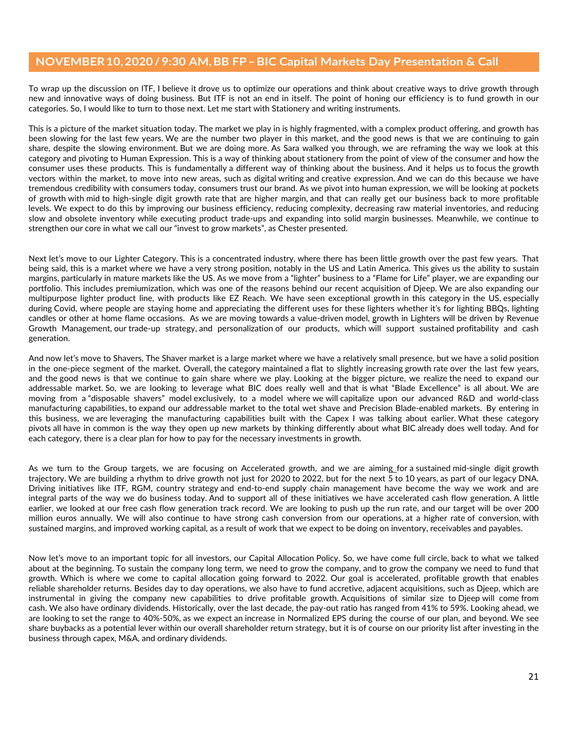## NOVEMBER 10, 2020 / 9:30 AM, BB FP – BIC Capital Markets Day Presentation & Call

To wrap up the discussion on ITF, I believe it drove us to optimize our operations and think about creative ways to drive growth through new and innovative ways of doing business. But ITF is not an end in itself. The point of honing our efficiency is to fund growth in our categories. So, I would like to turn to those next. Let me start with Stationery and writing instruments.

This is a picture of the market situation today. The market we play in is highly fragmented, with a complex product offering, and growth has been slowing for the last few years. We are the number two player in this market, and the good news is that we are continuing to gain share, despite the slowing environment. But we are doing more. As Sara walked you through, we are reframing the way we look at this category and pivoting to Human Expression. This is a way of thinking about stationery from the point of view of the consumer and how the consumer uses these products. This is fundamentally a different way of thinking about the business. And it helps us to focus the growth vectors within the market, to move into new areas, such as digital writing and creative expression. And we can do this because we have tremendous credibility with consumers today, consumers trust our brand. As we pivot into human expression, we will be looking at pockets of growth with mid to high-single digit growth rate that are higher margin, and that can really get our business back to more profitable levels. We expect to do this by improving our business efficiency, reducing complexity, decreasing raw material inventories, and reducing slow and obsolete inventory while executing product trade-ups and expanding into solid margin businesses. Meanwhile, we continue to strengthen our core in what we call our "invest to grow markets", as Chester presented.

Next let's move to our Lighter Category. This is a concentrated industry, where there has been little growth over the past few years. That being said, this is a market where we have a very strong position, notably in the US and Latin America. This gives us the ability to sustain margins, particularly in mature markets like the US. As we move from a "lighter" business to a "Flame for Life" player, we are expanding our portfolio. This includes premiumization, which was one of the reasons behind our recent acquisition of Djeep. We are also expanding our multipurpose lighter product line, with products like EZ Reach. We have seen exceptional growth in this category in the US, especially during Covid, where people are staying home and appreciating the different uses for these lighters whether it's for lighting BBQs, lighting candles or other at home flame occasions. As we are moving towards a value-driven model, growth in Lighters will be driven by Revenue Growth Management, our trade-up strategy, and personalization of our products, which will support sustained profitability and cash generation.

And now let's move to Shavers, The Shaver market is a large market where we have a relatively small presence, but we have a solid position in the one-piece segment of the market. Overall, the category maintained a flat to slightly increasing growth rate over the last few years, and the good news is that we continue to gain share where we play. Looking at the bigger picture, we realize the need to expand our addressable market. So, we are looking to leverage what BIC does really well and that is what "Blade Excellence" is all about. We are moving from a "disposable shavers" model exclusively, to a model where we will capitalize upon our advanced R&D and world-class manufacturing capabilities, to expand our addressable market to the total wet shave and Precision Blade-enabled markets. By entering in this business, we are leveraging the manufacturing capabilities built with the Capex I was talking about earlier. What these category pivots all have in common is the way they open up new markets by thinking differently about what BIC already does well today. And for each category, there is a clear plan for how to pay for the necessary investments in growth.

As we turn to the Group targets, we are focusing on Accelerated growth, and we are aiming for a sustained mid-single digit growth trajectory. We are building a rhythm to drive growth not just for 2020 to 2022, but for the next 5 to 10 years, as part of our legacy DNA. Driving initiatives like ITF, RGM, country strategy and end-to-end supply chain management have become the way we work and are integral parts of the way we do business today. And to support all of these initiatives we have accelerated cash flow generation. A little earlier, we looked at our free cash flow generation track record. We are looking to push up the run rate, and our target will be over 200 million euros annually. We will also continue to have strong cash conversion from our operations, at a higher rate of conversion, with sustained margins, and improved working capital, as a result of work that we expect to be doing on inventory, receivables and payables.

Now let's move to an important topic for all investors, our Capital Allocation Policy. So, we have come full circle, back to what we talked about at the beginning. To sustain the company long term, we need to grow the company, and to grow the company we need to fund that growth. Which is where we come to capital allocation going forward to 2022. Our goal is accelerated, profitable growth that enables reliable shareholder returns. Besides day to day operations, we also have to fund accretive, adjacent acquisitions, such as Djeep, which are instrumental in giving the company new capabilities to drive profitable growth. Acquisitions of similar size to Djeep will come from cash. We also have ordinary dividends. Historically, over the last decade, the pay-out ratio has ranged from 41% to 59%. Looking ahead, we are looking to set the range to 40%-50%, as we expect an increase in Normalized EPS during the course of our plan, and beyond. We see share buybacks as a potential lever within our overall shareholder return strategy, but it is of course on our priority list after investing in the business through capex, M&A, and ordinary dividends.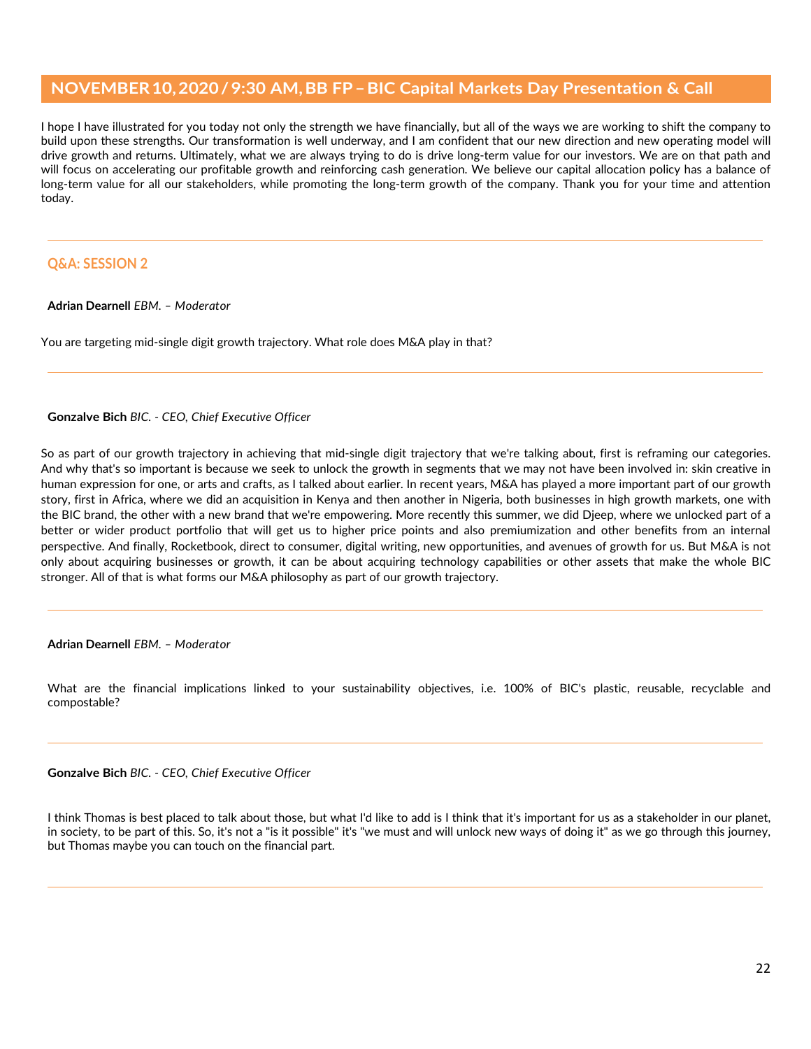I hope I have illustrated for you today not only the strength we have financially, but all of the ways we are working to shift the company to build upon these strengths. Our transformation is well underway, and I am confident that our new direction and new operating model will drive growth and returns. Ultimately, what we are always trying to do is drive long-term value for our investors. We are on that path and will focus on accelerating our profitable growth and reinforcing cash generation. We believe our capital allocation policy has a balance of long-term value for all our stakeholders, while promoting the long-term growth of the company. Thank you for your time and attention today.

## Q&A: SESSION 2

**Adrian Dearnell** *EBM. – Moderator*

You are targeting mid-single digit growth trajectory. What role does M&A play in that?

**Gonzalve Bich** *BIC. - CEO, Chief Executive Officer*

So as part of our growth trajectory in achieving that mid-single digit trajectory that we're talking about, first is reframing our categories. And why that's so important is because we seek to unlock the growth in segments that we may not have been involved in: skin creative in human expression for one, or arts and crafts, as I talked about earlier. In recent years, M&A has played a more important part of our growth story, first in Africa, where we did an acquisition in Kenya and then another in Nigeria, both businesses in high growth markets, one with the BIC brand, the other with a new brand that we're empowering. More recently this summer, we did Djeep, where we unlocked part of a better or wider product portfolio that will get us to higher price points and also premiumization and other benefits from an internal perspective. And finally, Rocketbook, direct to consumer, digital writing, new opportunities, and avenues of growth for us. But M&A is not only about acquiring businesses or growth, it can be about acquiring technology capabilities or other assets that make the whole BIC stronger. All of that is what forms our M&A philosophy as part of our growth trajectory.

**Adrian Dearnell** *EBM. – Moderator*

What are the financial implications linked to your sustainability objectives, i.e. 100% of BIC's plastic, reusable, recyclable and compostable?

**Gonzalve Bich** *BIC. - CEO, Chief Executive Officer*

I think Thomas is best placed to talk about those, but what I'd like to add is I think that it's important for us as a stakeholder in our planet, in society, to be part of this. So, it's not a "is it possible" it's "we must and will unlock new ways of doing it" as we go through this journey, but Thomas maybe you can touch on the financial part.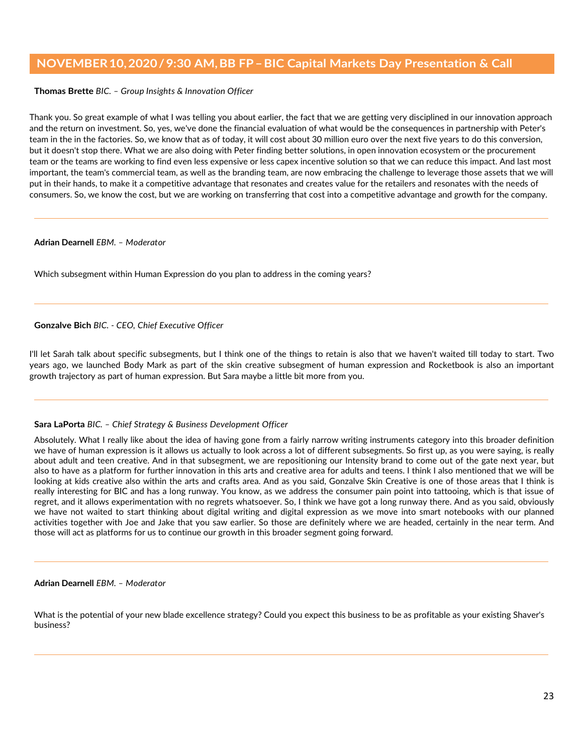## NOVEMBER 10, 2020 / 9:30 AM, BB FP – BIC Capital Markets Day Presentation & Call

**Thomas Brette** *BIC. – Group Insights & Innovation Officer*

Thank you. So great example of what I was telling you about earlier, the fact that we are getting very disciplined in our innovation approach and the return on investment. So, yes, we've done the financial evaluation of what would be the consequences in partnership with Peter's team in the in the factories. So, we know that as of today, it will cost about 30 million euro over the next five years to do this conversion, but it doesn't stop there. What we are also doing with Peter finding better solutions, in open innovation ecosystem or the procurement team or the teams are working to find even less expensive or less capex incentive solution so that we can reduce this impact. And last most important, the team's commercial team, as well as the branding team, are now embracing the challenge to leverage those assets that we will put in their hands, to make it a competitive advantage that resonates and creates value for the retailers and resonates with the needs of consumers. So, we know the cost, but we are working on transferring that cost into a competitive advantage and growth for the company.

---

**Adrian Dearnell** *EBM. – Moderator*

Which subsegment within Human Expression do you plan to address in the coming years?

---

**Gonzalve Bich** *BIC. - CEO, Chief Executive Officer*

I'll let Sarah talk about specific subsegments, but I think one of the things to retain is also that we haven't waited till today to start. Two years ago, we launched Body Mark as part of the skin creative subsegment of human expression and Rocketbook is also an important growth trajectory as part of human expression. But Sara maybe a little bit more from you.

---

**Sara LaPorta** *BIC. – Chief Strategy & Business Development Officer*

Absolutely. What I really like about the idea of having gone from a fairly narrow writing instruments category into this broader definition we have of human expression is it allows us actually to look across a lot of different subsegments. So first up, as you were saying, is really about adult and teen creative. And in that subsegment, we are repositioning our Intensity brand to come out of the gate next year, but also to have as a platform for further innovation in this arts and creative area for adults and teens. I think I also mentioned that we will be looking at kids creative also within the arts and crafts area. And as you said, Gonzalve Skin Creative is one of those areas that I think is really interesting for BIC and has a long runway. You know, as we address the consumer pain point into tattooing, which is that issue of regret, and it allows experimentation with no regrets whatsoever. So, I think we have got a long runway there. And as you said, obviously we have not waited to start thinking about digital writing and digital expression as we move into smart notebooks with our planned activities together with Joe and Jake that you saw earlier. So those are definitely where we are headed, certainly in the near term. And those will act as platforms for us to continue our growth in this broader segment going forward.

---

**Adrian Dearnell** *EBM. – Moderator*

What is the potential of your new blade excellence strategy? Could you expect this business to be as profitable as your existing Shaver's business?

---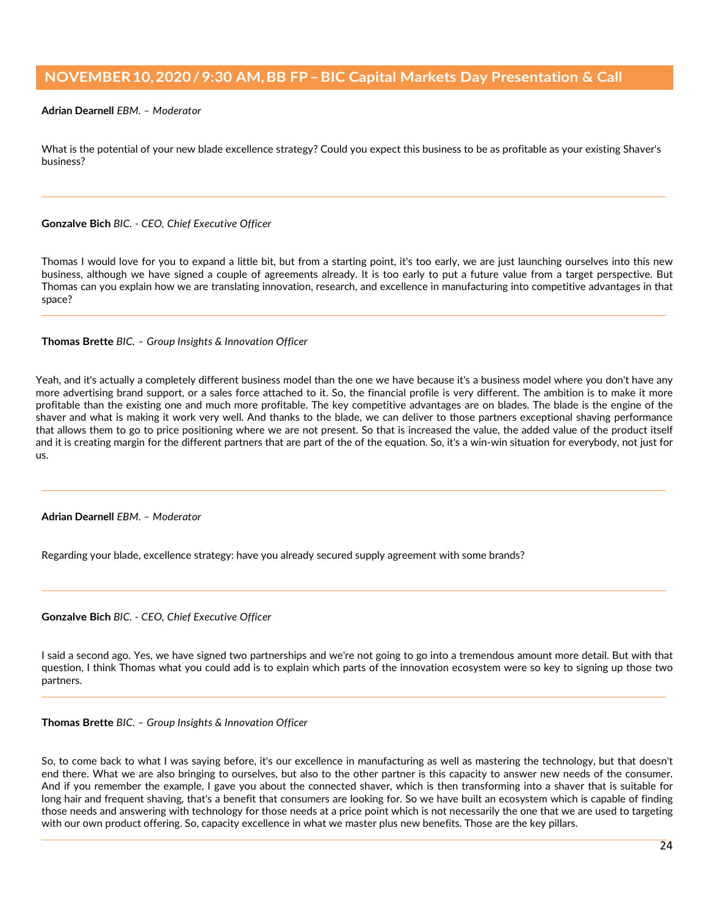**Adrian Dearnell** *EBM. – Moderator*

What is the potential of your new blade excellence strategy? Could you expect this business to be as profitable as your existing Shaver's business?

---

**Gonzalve Bich** *BIC. - CEO, Chief Executive Officer*

Thomas I would love for you to expand a little bit, but from a starting point, it's too early, we are just launching ourselves into this new business, although we have signed a couple of agreements already. It is too early to put a future value from a target perspective. But Thomas can you explain how we are translating innovation, research, and excellence in manufacturing into competitive advantages in that space?

---

**Thomas Brette** *BIC. – Group Insights & Innovation Officer*

Yeah, and it's actually a completely different business model than the one we have because it's a business model where you don't have any more advertising brand support, or a sales force attached to it. So, the financial profile is very different. The ambition is to make it more profitable than the existing one and much more profitable. The key competitive advantages are on blades. The blade is the engine of the shaver and what is making it work very well. And thanks to the blade, we can deliver to those partners exceptional shaving performance that allows them to go to price positioning where we are not present. So that is increased the value, the added value of the product itself and it is creating margin for the different partners that are part of the of the equation. So, it's a win-win situation for everybody, not just for us.

---

**Adrian Dearnell** *EBM. – Moderator*

Regarding your blade, excellence strategy: have you already secured supply agreement with some brands?

---

**Gonzalve Bich** *BIC. - CEO, Chief Executive Officer*

I said a second ago. Yes, we have signed two partnerships and we're not going to go into a tremendous amount more detail. But with that question, I think Thomas what you could add is to explain which parts of the innovation ecosystem were so key to signing up those two partners.

---

**Thomas Brette** *BIC. – Group Insights & Innovation Officer*

So, to come back to what I was saying before, it's our excellence in manufacturing as well as mastering the technology, but that doesn't end there. What we are also bringing to ourselves, but also to the other partner is this capacity to answer new needs of the consumer. And if you remember the example, I gave you about the connected shaver, which is then transforming into a shaver that is suitable for long hair and frequent shaving, that's a benefit that consumers are looking for. So we have built an ecosystem which is capable of finding those needs and answering with technology for those needs at a price point which is not necessarily the one that we are used to targeting with our own product offering. So, capacity excellence in what we master plus new benefits. Those are the key pillars.

---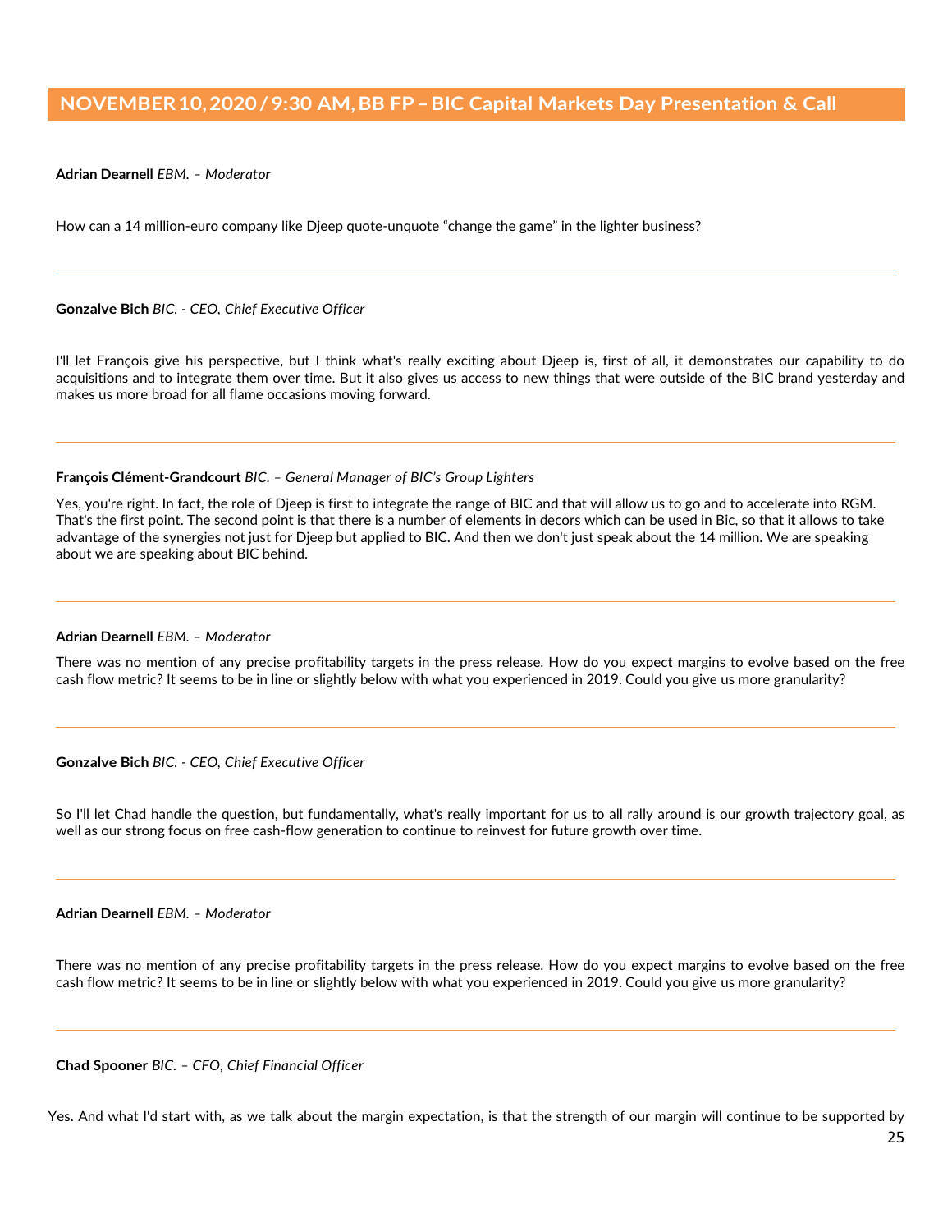## NOVEMBER 10, 2020 / 9:30 AM, BB FP – BIC Capital Markets Day Presentation & Call

**Adrian Dearnell** *EBM. – Moderator*

How can a 14 million-euro company like Djeep quote-unquote "change the game" in the lighter business?

---

**Gonzalve Bich** *BIC. - CEO, Chief Executive Officer*

I'll let François give his perspective, but I think what's really exciting about Djeep is, first of all, it demonstrates our capability to do acquisitions and to integrate them over time. But it also gives us access to new things that were outside of the BIC brand yesterday and makes us more broad for all flame occasions moving forward.

---

**François Clément-Grandcourt** *BIC. – General Manager of BIC's Group Lighters*

Yes, you're right. In fact, the role of Djeep is first to integrate the range of BIC and that will allow us to go and to accelerate into RGM. That's the first point. The second point is that there is a number of elements in decors which can be used in Bic, so that it allows to take advantage of the synergies not just for Djeep but applied to BIC. And then we don't just speak about the 14 million. We are speaking about we are speaking about BIC behind.

---

**Adrian Dearnell** *EBM. – Moderator*

There was no mention of any precise profitability targets in the press release. How do you expect margins to evolve based on the free cash flow metric? It seems to be in line or slightly below with what you experienced in 2019. Could you give us more granularity?

---

**Gonzalve Bich** *BIC. - CEO, Chief Executive Officer*

So I'll let Chad handle the question, but fundamentally, what's really important for us to all rally around is our growth trajectory goal, as well as our strong focus on free cash-flow generation to continue to reinvest for future growth over time.

---

**Adrian Dearnell** *EBM. – Moderator*

There was no mention of any precise profitability targets in the press release. How do you expect margins to evolve based on the free cash flow metric? It seems to be in line or slightly below with what you experienced in 2019. Could you give us more granularity?

---

**Chad Spooner** *BIC. – CFO, Chief Financial Officer*

Yes. And what I'd start with, as we talk about the margin expectation, is that the strength of our margin will continue to be supported by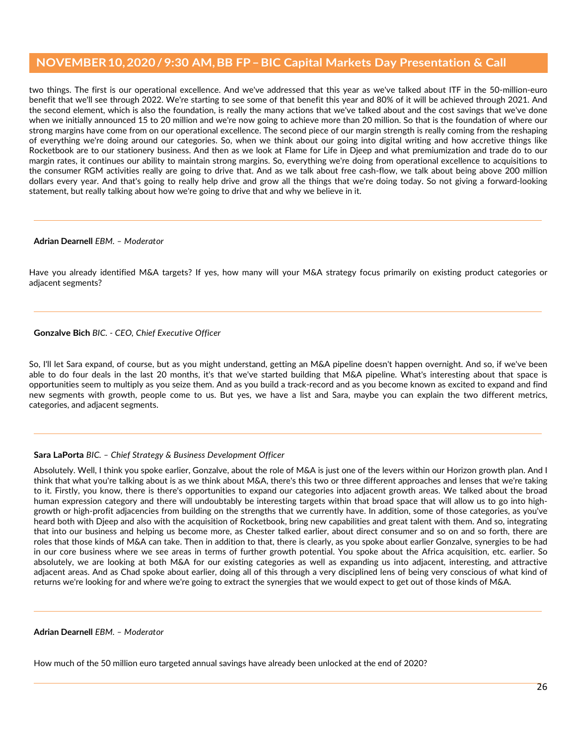two things. The first is our operational excellence. And we've addressed that this year as we've talked about ITF in the 50-million-euro benefit that we'll see through 2022. We're starting to see some of that benefit this year and 80% of it will be achieved through 2021. And the second element, which is also the foundation, is really the many actions that we've talked about and the cost savings that we've done when we initially announced 15 to 20 million and we're now going to achieve more than 20 million. So that is the foundation of where our strong margins have come from on our operational excellence. The second piece of our margin strength is really coming from the reshaping of everything we're doing around our categories. So, when we think about our going into digital writing and how accretive things like Rocketbook are to our stationery business. And then as we look at Flame for Life in Djeep and what premiumization and trade do to our margin rates, it continues our ability to maintain strong margins. So, everything we're doing from operational excellence to acquisitions to the consumer RGM activities really are going to drive that. And as we talk about free cash-flow, we talk about being above 200 million dollars every year. And that's going to really help drive and grow all the things that we're doing today. So not giving a forward-looking statement, but really talking about how we're going to drive that and why we believe in it.

---

**Adrian Dearnell** *EBM. – Moderator*

Have you already identified M&A targets? If yes, how many will your M&A strategy focus primarily on existing product categories or adjacent segments?

---

**Gonzalve Bich** *BIC. - CEO, Chief Executive Officer*

So, I'll let Sara expand, of course, but as you might understand, getting an M&A pipeline doesn't happen overnight. And so, if we've been able to do four deals in the last 20 months, it's that we've started building that M&A pipeline. What's interesting about that space is opportunities seem to multiply as you seize them. And as you build a track-record and as you become known as excited to expand and find new segments with growth, people come to us. But yes, we have a list and Sara, maybe you can explain the two different metrics, categories, and adjacent segments.

---

**Sara LaPorta** *BIC. – Chief Strategy & Business Development Officer*

Absolutely. Well, I think you spoke earlier, Gonzalve, about the role of M&A is just one of the levers within our Horizon growth plan. And I think that what you're talking about is as we think about M&A, there's this two or three different approaches and lenses that we're taking to it. Firstly, you know, there is there's opportunities to expand our categories into adjacent growth areas. We talked about the broad human expression category and there will undoubtably be interesting targets within that broad space that will allow us to go into high-growth or high-profit adjacencies from building on the strengths that we currently have. In addition, some of those categories, as you've heard both with Djeep and also with the acquisition of Rocketbook, bring new capabilities and great talent with them. And so, integrating that into our business and helping us become more, as Chester talked earlier, about direct consumer and so on and so forth, there are roles that those kinds of M&A can take. Then in addition to that, there is clearly, as you spoke about earlier Gonzalve, synergies to be had in our core business where we see areas in terms of further growth potential. You spoke about the Africa acquisition, etc. earlier. So absolutely, we are looking at both M&A for our existing categories as well as expanding us into adjacent, interesting, and attractive adjacent areas. And as Chad spoke about earlier, doing all of this through a very disciplined lens of being very conscious of what kind of returns we're looking for and where we're going to extract the synergies that we would expect to get out of those kinds of M&A.

---

**Adrian Dearnell** *EBM. – Moderator*

How much of the 50 million euro targeted annual savings have already been unlocked at the end of 2020?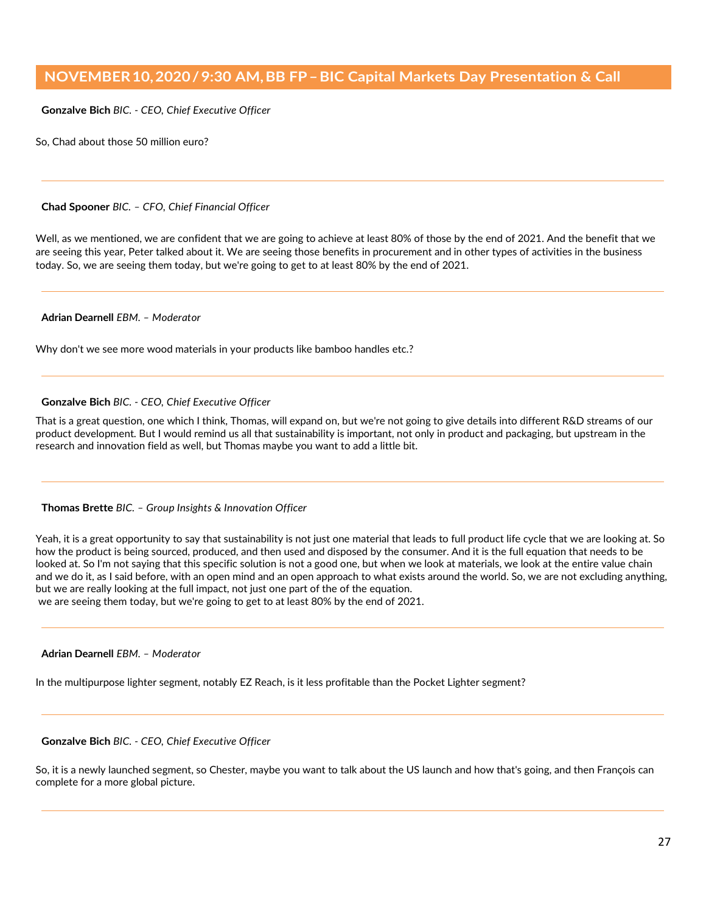## NOVEMBER 10, 2020 / 9:30 AM, BB FP – BIC Capital Markets Day Presentation & Call

**Gonzalve Bich** *BIC. - CEO, Chief Executive Officer*

So, Chad about those 50 million euro?

---

**Chad Spooner** *BIC. – CFO, Chief Financial Officer*

Well, as we mentioned, we are confident that we are going to achieve at least 80% of those by the end of 2021. And the benefit that we are seeing this year, Peter talked about it. We are seeing those benefits in procurement and in other types of activities in the business today. So, we are seeing them today, but we're going to get to at least 80% by the end of 2021.

---

**Adrian Dearnell** *EBM. – Moderator*

Why don't we see more wood materials in your products like bamboo handles etc.?

---

**Gonzalve Bich** *BIC. - CEO, Chief Executive Officer*

That is a great question, one which I think, Thomas, will expand on, but we're not going to give details into different R&D streams of our product development. But I would remind us all that sustainability is important, not only in product and packaging, but upstream in the research and innovation field as well, but Thomas maybe you want to add a little bit.

---

**Thomas Brette** *BIC. – Group Insights & Innovation Officer*

Yeah, it is a great opportunity to say that sustainability is not just one material that leads to full product life cycle that we are looking at. So how the product is being sourced, produced, and then used and disposed by the consumer. And it is the full equation that needs to be looked at. So I'm not saying that this specific solution is not a good one, but when we look at materials, we look at the entire value chain and we do it, as I said before, with an open mind and an open approach to what exists around the world. So, we are not excluding anything, but we are really looking at the full impact, not just one part of the of the equation.
we are seeing them today, but we're going to get to at least 80% by the end of 2021.

---

**Adrian Dearnell** *EBM. – Moderator*

In the multipurpose lighter segment, notably EZ Reach, is it less profitable than the Pocket Lighter segment?

---

**Gonzalve Bich** *BIC. - CEO, Chief Executive Officer*

So, it is a newly launched segment, so Chester, maybe you want to talk about the US launch and how that's going, and then François can complete for a more global picture.

---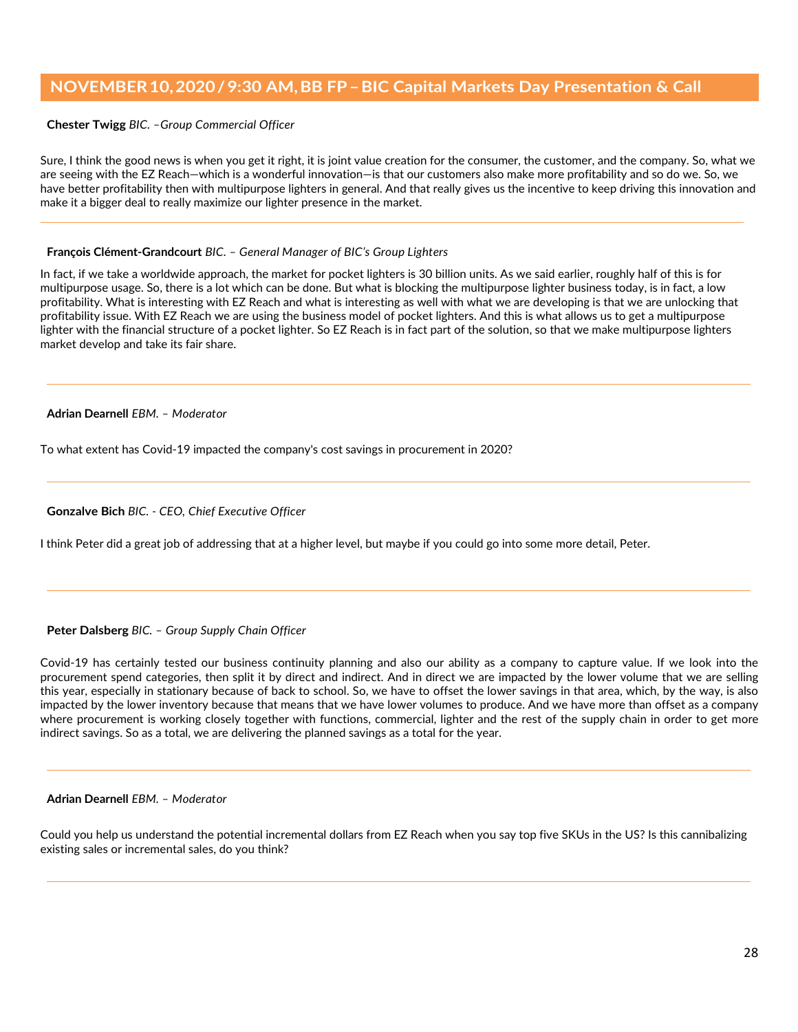## NOVEMBER 10, 2020 / 9:30 AM, BB FP – BIC Capital Markets Day Presentation & Call

**Chester Twigg** *BIC. –Group Commercial Officer*

Sure, I think the good news is when you get it right, it is joint value creation for the consumer, the customer, and the company. So, what we are seeing with the EZ Reach—which is a wonderful innovation—is that our customers also make more profitability and so do we. So, we have better profitability then with multipurpose lighters in general. And that really gives us the incentive to keep driving this innovation and make it a bigger deal to really maximize our lighter presence in the market.

---

**François Clément-Grandcourt** *BIC. – General Manager of BIC's Group Lighters*

In fact, if we take a worldwide approach, the market for pocket lighters is 30 billion units. As we said earlier, roughly half of this is for multipurpose usage. So, there is a lot which can be done. But what is blocking the multipurpose lighter business today, is in fact, a low profitability. What is interesting with EZ Reach and what is interesting as well with what we are developing is that we are unlocking that profitability issue. With EZ Reach we are using the business model of pocket lighters. And this is what allows us to get a multipurpose lighter with the financial structure of a pocket lighter. So EZ Reach is in fact part of the solution, so that we make multipurpose lighters market develop and take its fair share.

---

**Adrian Dearnell** *EBM. – Moderator*

To what extent has Covid-19 impacted the company's cost savings in procurement in 2020?

---

**Gonzalve Bich** *BIC. - CEO, Chief Executive Officer*

I think Peter did a great job of addressing that at a higher level, but maybe if you could go into some more detail, Peter.

---

**Peter Dalsberg** *BIC. – Group Supply Chain Officer*

Covid-19 has certainly tested our business continuity planning and also our ability as a company to capture value. If we look into the procurement spend categories, then split it by direct and indirect. And in direct we are impacted by the lower volume that we are selling this year, especially in stationary because of back to school. So, we have to offset the lower savings in that area, which, by the way, is also impacted by the lower inventory because that means that we have lower volumes to produce. And we have more than offset as a company where procurement is working closely together with functions, commercial, lighter and the rest of the supply chain in order to get more indirect savings. So as a total, we are delivering the planned savings as a total for the year.

---

**Adrian Dearnell** *EBM. – Moderator*

Could you help us understand the potential incremental dollars from EZ Reach when you say top five SKUs in the US? Is this cannibalizing existing sales or incremental sales, do you think?

---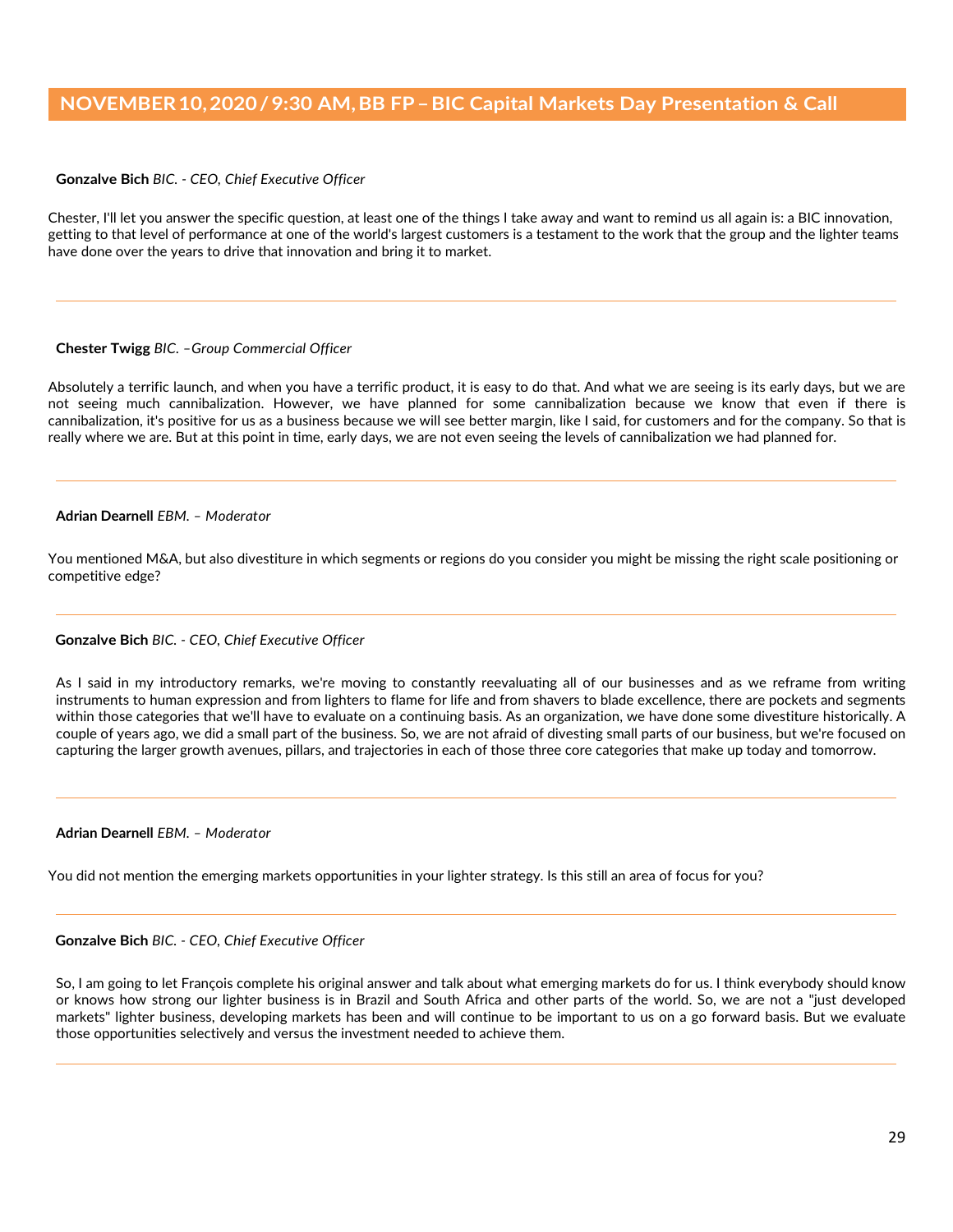**Gonzalve Bich** *BIC. - CEO, Chief Executive Officer*

Chester, I'll let you answer the specific question, at least one of the things I take away and want to remind us all again is: a BIC innovation, getting to that level of performance at one of the world's largest customers is a testament to the work that the group and the lighter teams have done over the years to drive that innovation and bring it to market.

---

**Chester Twigg** *BIC. –Group Commercial Officer*

Absolutely a terrific launch, and when you have a terrific product, it is easy to do that. And what we are seeing is its early days, but we are not seeing much cannibalization. However, we have planned for some cannibalization because we know that even if there is cannibalization, it's positive for us as a business because we will see better margin, like I said, for customers and for the company. So that is really where we are. But at this point in time, early days, we are not even seeing the levels of cannibalization we had planned for.

---

**Adrian Dearnell** *EBM. – Moderator*

You mentioned M&A, but also divestiture in which segments or regions do you consider you might be missing the right scale positioning or competitive edge?

---

**Gonzalve Bich** *BIC. - CEO, Chief Executive Officer*

As I said in my introductory remarks, we're moving to constantly reevaluating all of our businesses and as we reframe from writing instruments to human expression and from lighters to flame for life and from shavers to blade excellence, there are pockets and segments within those categories that we'll have to evaluate on a continuing basis. As an organization, we have done some divestiture historically. A couple of years ago, we did a small part of the business. So, we are not afraid of divesting small parts of our business, but we're focused on capturing the larger growth avenues, pillars, and trajectories in each of those three core categories that make up today and tomorrow.

---

**Adrian Dearnell** *EBM. – Moderator*

You did not mention the emerging markets opportunities in your lighter strategy. Is this still an area of focus for you?

---

**Gonzalve Bich** *BIC. - CEO, Chief Executive Officer*

So, I am going to let François complete his original answer and talk about what emerging markets do for us. I think everybody should know or knows how strong our lighter business is in Brazil and South Africa and other parts of the world. So, we are not a "just developed markets" lighter business, developing markets has been and will continue to be important to us on a go forward basis. But we evaluate those opportunities selectively and versus the investment needed to achieve them.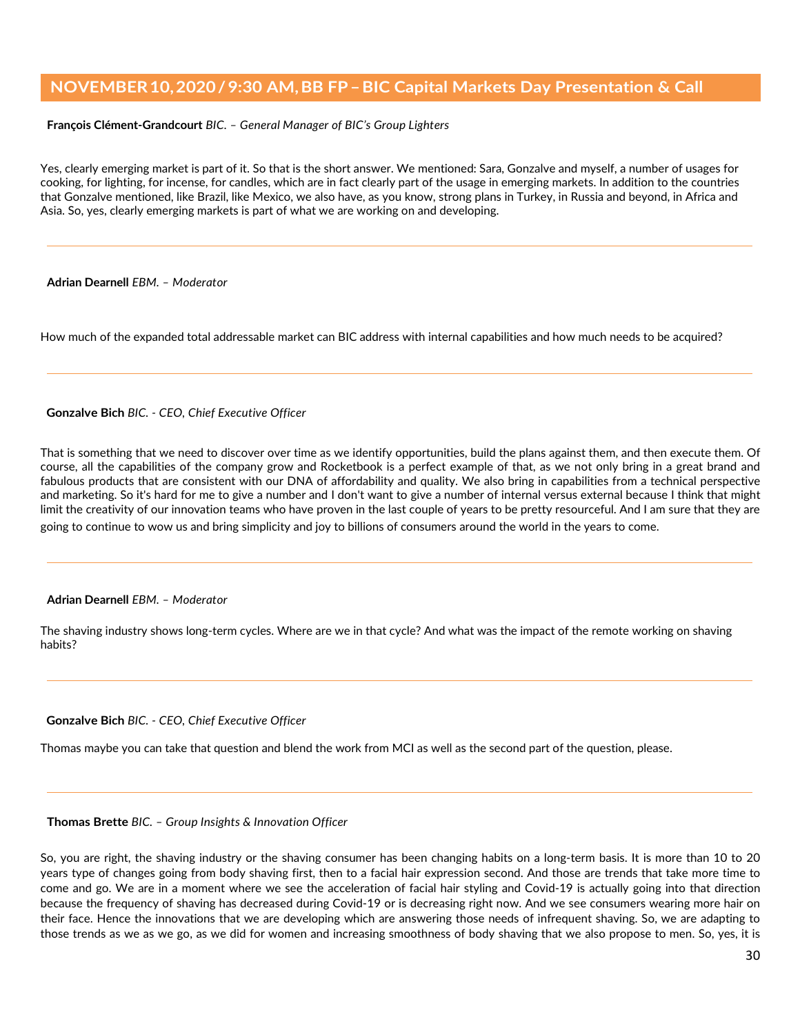**François Clément-Grandcourt** *BIC. – General Manager of BIC's Group Lighters*

Yes, clearly emerging market is part of it. So that is the short answer. We mentioned: Sara, Gonzalve and myself, a number of usages for cooking, for lighting, for incense, for candles, which are in fact clearly part of the usage in emerging markets. In addition to the countries that Gonzalve mentioned, like Brazil, like Mexico, we also have, as you know, strong plans in Turkey, in Russia and beyond, in Africa and Asia. So, yes, clearly emerging markets is part of what we are working on and developing.

---

**Adrian Dearnell** *EBM. – Moderator*

How much of the expanded total addressable market can BIC address with internal capabilities and how much needs to be acquired?

---

**Gonzalve Bich** *BIC. - CEO, Chief Executive Officer*

That is something that we need to discover over time as we identify opportunities, build the plans against them, and then execute them. Of course, all the capabilities of the company grow and Rocketbook is a perfect example of that, as we not only bring in a great brand and fabulous products that are consistent with our DNA of affordability and quality. We also bring in capabilities from a technical perspective and marketing. So it's hard for me to give a number and I don't want to give a number of internal versus external because I think that might limit the creativity of our innovation teams who have proven in the last couple of years to be pretty resourceful. And I am sure that they are going to continue to wow us and bring simplicity and joy to billions of consumers around the world in the years to come.

---

**Adrian Dearnell** *EBM. – Moderator*

The shaving industry shows long-term cycles. Where are we in that cycle? And what was the impact of the remote working on shaving habits?

---

**Gonzalve Bich** *BIC. - CEO, Chief Executive Officer*

Thomas maybe you can take that question and blend the work from MCI as well as the second part of the question, please.

---

**Thomas Brette** *BIC. – Group Insights & Innovation Officer*

So, you are right, the shaving industry or the shaving consumer has been changing habits on a long-term basis. It is more than 10 to 20 years type of changes going from body shaving first, then to a facial hair expression second. And those are trends that take more time to come and go. We are in a moment where we see the acceleration of facial hair styling and Covid-19 is actually going into that direction because the frequency of shaving has decreased during Covid-19 or is decreasing right now. And we see consumers wearing more hair on their face. Hence the innovations that we are developing which are answering those needs of infrequent shaving. So, we are adapting to those trends as we as we go, as we did for women and increasing smoothness of body shaving that we also propose to men. So, yes, it is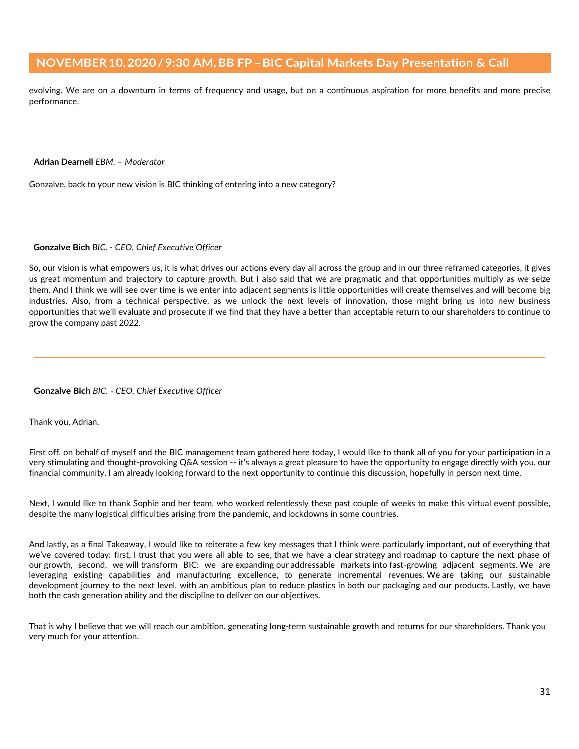evolving. We are on a downturn in terms of frequency and usage, but on a continuous aspiration for more benefits and more precise performance.

---

**Adrian Dearnell** *EBM. – Moderator*

Gonzalve, back to your new vision is BIC thinking of entering into a new category?

---

**Gonzalve Bich** *BIC. - CEO, Chief Executive Officer*

So, our vision is what empowers us, it is what drives our actions every day all across the group and in our three reframed categories, it gives us great momentum and trajectory to capture growth. But I also said that we are pragmatic and that opportunities multiply as we seize them. And I think we will see over time is we enter into adjacent segments is little opportunities will create themselves and will become big industries. Also, from a technical perspective, as we unlock the next levels of innovation, those might bring us into new business opportunities that we'll evaluate and prosecute if we find that they have a better than acceptable return to our shareholders to continue to grow the company past 2022.

---

**Gonzalve Bich** *BIC. - CEO, Chief Executive Officer*

Thank you, Adrian.

First off, on behalf of myself and the BIC management team gathered here today, I would like to thank all of you for your participation in a very stimulating and thought-provoking Q&A session -- it's always a great pleasure to have the opportunity to engage directly with you, our financial community. I am already looking forward to the next opportunity to continue this discussion, hopefully in person next time.

Next, I would like to thank Sophie and her team, who worked relentlessly these past couple of weeks to make this virtual event possible, despite the many logistical difficulties arising from the pandemic, and lockdowns in some countries.

And lastly, as a final Takeaway, I would like to reiterate a few key messages that I think were particularly important, out of everything that we've covered today: first, I trust that you were all able to see, that we have a clear strategy and roadmap to capture the next phase of our growth, second, we will transform BIC: we are expanding our addressable markets into fast-growing adjacent segments. We are leveraging existing capabilities and manufacturing excellence, to generate incremental revenues. We are taking our sustainable development journey to the next level, with an ambitious plan to reduce plastics in both our packaging and our products. Lastly, we have both the cash generation ability and the discipline to deliver on our objectives.

That is why I believe that we will reach our ambition, generating long-term sustainable growth and returns for our shareholders. Thank you very much for your attention.